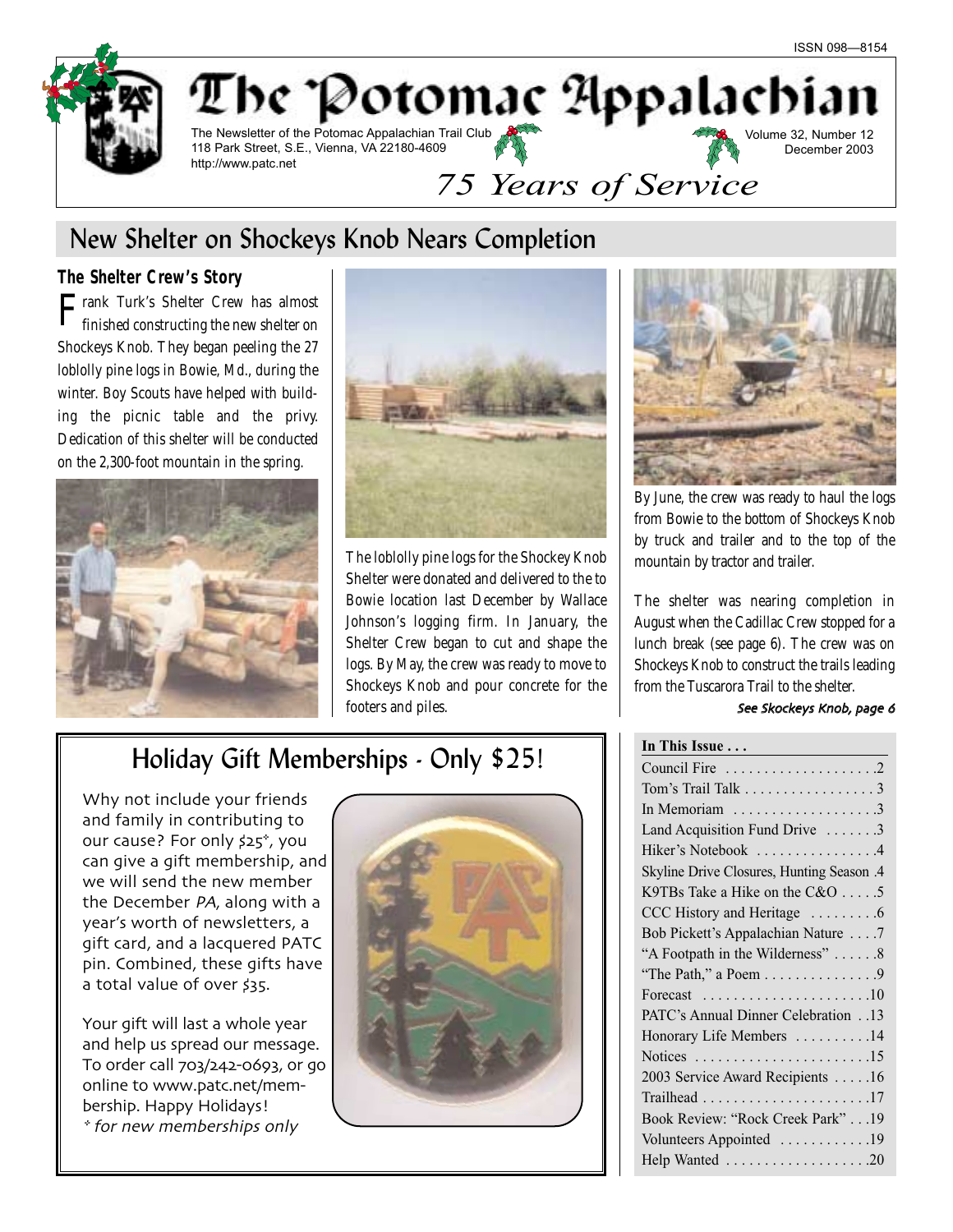ISSN 098—8154

# The Potomac Appalachian

The Newsletter of the Potomac Appalachian Trail Club
118 Park Street, S.E., Vienna, VA 22180-4609
http://www.patc.net

Volume 32, Number 12
December 2003

*75 Years of Service*

## New Shelter on Shockeys Knob Nears Completion

### The Shelter Crew's Story

Frank Turk's Shelter Crew has almost finished constructing the new shelter on Shockeys Knob. They began peeling the 27 loblolly pine logs in Bowie, Md., during the winter. Boy Scouts have helped with building the picnic table and the privy. Dedication of this shelter will be conducted on the 2,300-foot mountain in the spring.

The loblolly pine logs for the Shockey Knob Shelter were donated and delivered to the to Bowie location last December by Wallace Johnson's logging firm. In January, the Shelter Crew began to cut and shape the logs. By May, the crew was ready to move to Shockeys Knob and pour concrete for the footers and piles.

By June, the crew was ready to haul the logs from Bowie to the bottom of Shockeys Knob by truck and trailer and to the top of the mountain by tractor and trailer.

The shelter was nearing completion in August when the Cadillac Crew stopped for a lunch break (see page 6). The crew was on Shockeys Knob to construct the trails leading from the Tuscarora Trail to the shelter.

*See Skockeys Knob, page 6*

## Holiday Gift Memberships - Only $25!

Why not include your friends and family in contributing to our cause? For only $25*, you can give a gift membership, and we will send the new member the December *PA*, along with a year's worth of newsletters, a gift card, and a lacquered PATC pin. Combined, these gifts have a total value of over $35.

Your gift will last a whole year and help us spread our message. To order call 703/242-0693, or go online to www.patc.net/membership. Happy Holidays!

*\* for new memberships only*

**In This Issue . . .**

| | |
|---|---|
| Council Fire | 2 |
| Tom's Trail Talk | 3 |
| In Memoriam | 3 |
| Land Acquisition Fund Drive | 3 |
| Hiker's Notebook | 4 |
| Skyline Drive Closures, Hunting Season | 4 |
| K9TBs Take a Hike on the C&O | 5 |
| CCC History and Heritage | 6 |
| Bob Pickett's Appalachian Nature | 7 |
| "A Footpath in the Wilderness" | 8 |
| "The Path," a Poem | 9 |
| Forecast | 10 |
| PATC's Annual Dinner Celebration | 13 |
| Honorary Life Members | 14 |
| Notices | 15 |
| 2003 Service Award Recipients | 16 |
| Trailhead | 17 |
| Book Review: "Rock Creek Park" | 19 |
| Volunteers Appointed | 19 |
| Help Wanted | 20 |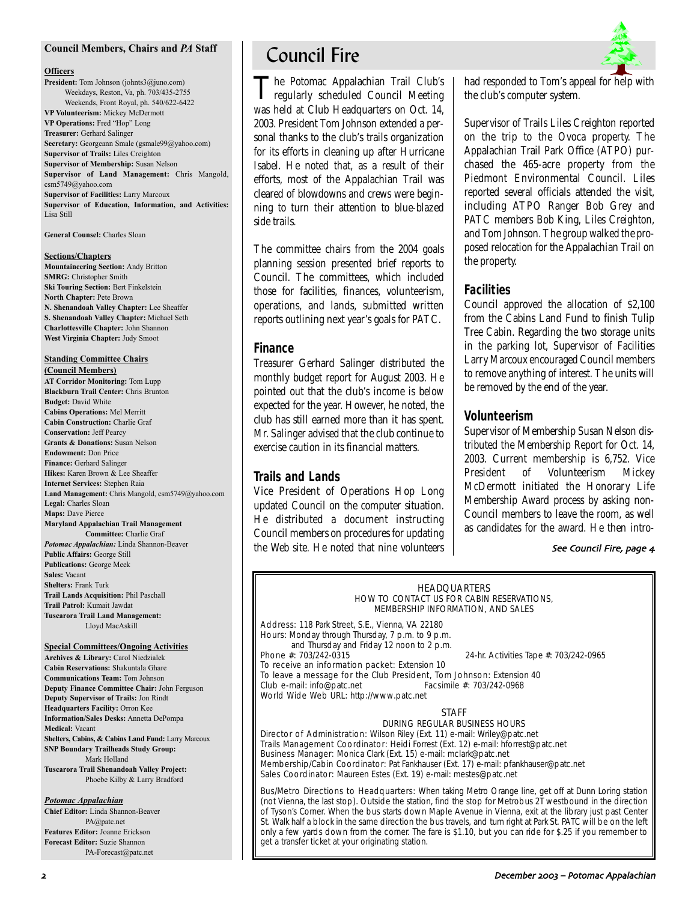## Council Members, Chairs and *PA* Staff

**Officers**

**President:** Tom Johnson (johnts3@juno.com)
Weekdays, Reston, Va, ph. 703/435-2755
Weekends, Front Royal, ph. 540/622-6422
**VP Volunteerism:** Mickey McDermott
**VP Operations:** Fred "Hop" Long
**Treasurer:** Gerhard Salinger
**Secretary:** Georgeann Smale (gsmale99@yahoo.com)
**Supervisor of Trails:** Liles Creighton
**Supervisor of Membership:** Susan Nelson
**Supervisor of Land Management:** Chris Mangold, csm5749@yahoo.com
**Supervisor of Facilities:** Larry Marcoux
**Supervisor of Education, Information, and Activities:** Lisa Still

**General Counsel:** Charles Sloan

**Sections/Chapters**

**Mountaineering Section:** Andy Britton
**SMRG:** Christopher Smith
**Ski Touring Section:** Bert Finkelstein
**North Chapter:** Pete Brown
**N. Shenandoah Valley Chapter:** Lee Sheaffer
**S. Shenandoah Valley Chapter:** Michael Seth
**Charlottesville Chapter:** John Shannon
**West Virginia Chapter:** Judy Smoot

**Standing Committee Chairs (Council Members)**

**AT Corridor Monitoring:** Tom Lupp
**Blackburn Trail Center:** Chris Brunton
**Budget:** David White
**Cabins Operations:** Mel Merritt
**Cabin Construction:** Charlie Graf
**Conservation:** Jeff Pearcy
**Grants & Donations:** Susan Nelson
**Endowment:** Don Price
**Finance:** Gerhard Salinger
**Hikes:** Karen Brown & Lee Sheaffer
**Internet Services:** Stephen Raia
**Land Management:** Chris Mangold, csm5749@yahoo.com
**Legal:** Charles Sloan
**Maps:** Dave Pierce
**Maryland Appalachian Trail Management Committee:** Charlie Graf
***Potomac Appalachian*:** Linda Shannon-Beaver
**Public Affairs:** George Still
**Publications:** George Meek
**Sales:** Vacant
**Shelters:** Frank Turk
**Trail Lands Acquisition:** Phil Paschall
**Trail Patrol:** Kumait Jawdat
**Tuscarora Trail Land Management:** Lloyd MacAskill

**Special Committees/Ongoing Activities**

**Archives & Library:** Carol Niedzialek
**Cabin Reservations:** Shakuntala Ghare
**Communications Team:** Tom Johnson
**Deputy Finance Committee Chair:** John Ferguson
**Deputy Supervisor of Trails:** Jon Rindt
**Headquarters Facility:** Orron Kee
**Information/Sales Desks:** Annetta DePompa
**Medical:** Vacant
**Shelters, Cabins, & Cabins Land Fund:** Larry Marcoux
**SNP Boundary Trailheads Study Group:** Mark Holland
**Tuscarora Trail Shenandoah Valley Project:** Phoebe Kilby & Larry Bradford

***Potomac Appalachian***

**Chief Editor:** Linda Shannon-Beaver
PA@patc.net
**Features Editor:** Joanne Erickson
**Forecast Editor:** Suzie Shannon
PA-Forecast@patc.net

# Council Fire

The Potomac Appalachian Trail Club's regularly scheduled Council Meeting was held at Club Headquarters on Oct. 14, 2003. President Tom Johnson extended a personal thanks to the club's trails organization for its efforts in cleaning up after Hurricane Isabel. He noted that, as a result of their efforts, most of the Appalachian Trail was cleared of blowdowns and crews were beginning to turn their attention to blue-blazed side trails.

The committee chairs from the 2004 goals planning session presented brief reports to Council. The committees, which included those for facilities, finances, volunteerism, operations, and lands, submitted written reports outlining next year's goals for PATC.

## Finance

Treasurer Gerhard Salinger distributed the monthly budget report for August 2003. He pointed out that the club's income is below expected for the year. However, he noted, the club has still earned more than it has spent. Mr. Salinger advised that the club continue to exercise caution in its financial matters.

## Trails and Lands

Vice President of Operations Hop Long updated Council on the computer situation. He distributed a document instructing Council members on procedures for updating the Web site. He noted that nine volunteers had responded to Tom's appeal for help with the club's computer system.

Supervisor of Trails Liles Creighton reported on the trip to the Ovoca property. The Appalachian Trail Park Office (ATPO) purchased the 465-acre property from the Piedmont Environmental Council. Liles reported several officials attended the visit, including ATPO Ranger Bob Grey and PATC members Bob King, Liles Creighton, and Tom Johnson. The group walked the proposed relocation for the Appalachian Trail on the property.

## Facilities

Council approved the allocation of $2,100 from the Cabins Land Fund to finish Tulip Tree Cabin. Regarding the two storage units in the parking lot, Supervisor of Facilities Larry Marcoux encouraged Council members to remove anything of interest. The units will be removed by the end of the year.

## Volunteerism

Supervisor of Membership Susan Nelson distributed the Membership Report for Oct. 14, 2003. Current membership is 6,752. Vice President of Volunteerism Mickey McDermott initiated the Honorary Life Membership Award process by asking non-Council members to leave the room, as well as candidates for the award. He then intro-

*See Council Fire, page 4*

HEADQUARTERS
HOW TO CONTACT US FOR CABIN RESERVATIONS, MEMBERSHIP INFORMATION, AND SALES

Address: 118 Park Street, S.E., Vienna, VA 22180
Hours: Monday through Thursday, 7 p.m. to 9 p.m. and Thursday and Friday 12 noon to 2 p.m.
Phone #: 703/242-0315
24-hr. Activities Tape #: 703/242-0965
To receive an information packet: Extension 10
To leave a message for the Club President, Tom Johnson: Extension 40
Club e-mail: info@patc.net
Facsimile #: 703/242-0968
World Wide Web URL: http://www.patc.net

STAFF
DURING REGULAR BUSINESS HOURS

Director of Administration: Wilson Riley (Ext. 11) e-mail: Wriley@patc.net
Trails Management Coordinator: Heidi Forrest (Ext. 12) e-mail: hforrest@patc.net
Business Manager: Monica Clark (Ext. 15) e-mail: mclark@patc.net
Membership/Cabin Coordinator: Pat Fankhauser (Ext. 17) e-mail: pfankhauser@patc.net
Sales Coordinator: Maureen Estes (Ext. 19) e-mail: mestes@patc.net

Bus/Metro Directions to Headquarters: When taking Metro Orange line, get off at Dunn Loring station (not Vienna, the last stop). Outside the station, find the stop for Metrobus 2T westbound in the direction of Tyson's Corner. When the bus starts down Maple Avenue in Vienna, exit at the library just past Center St. Walk half a block in the same direction the bus travels, and turn right at Park St. PATC will be on the left only a few yards down from the corner. The fare is $1.10, but you can ride for $.25 if you remember to get a transfer ticket at your originating station.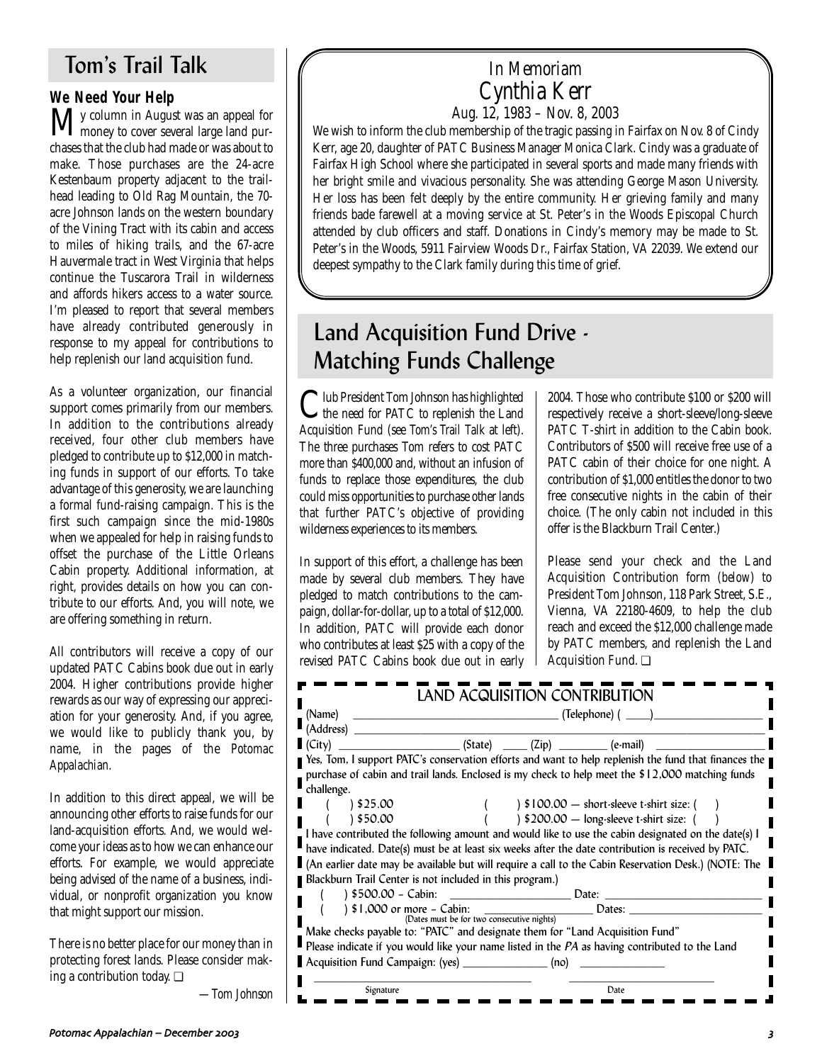## Tom's Trail Talk

### We Need Your Help

My column in August was an appeal for money to cover several large land purchases that the club had made or was about to make. Those purchases are the 24-acre Kestenbaum property adjacent to the trailhead leading to Old Rag Mountain, the 70-acre Johnson lands on the western boundary of the Vining Tract with its cabin and access to miles of hiking trails, and the 67-acre Hauvermale tract in West Virginia that helps continue the Tuscarora Trail in wilderness and affords hikers access to a water source. I'm pleased to report that several members have already contributed generously in response to my appeal for contributions to help replenish our land acquisition fund.

As a volunteer organization, our financial support comes primarily from our members. In addition to the contributions already received, four other club members have pledged to contribute up to $12,000 in matching funds in support of our efforts. To take advantage of this generosity, we are launching a formal fund-raising campaign. This is the first such campaign since the mid-1980s when we appealed for help in raising funds to offset the purchase of the Little Orleans Cabin property. Additional information, at right, provides details on how you can contribute to our efforts. And, you will note, we are offering something in return.

All contributors will receive a copy of our updated PATC Cabins book due out in early 2004. Higher contributions provide higher rewards as our way of expressing our appreciation for your generosity. And, if you agree, we would like to publicly thank you, by name, in the pages of the *Potomac Appalachian*.

In addition to this direct appeal, we will be announcing other efforts to raise funds for our land-acquisition efforts. And, we would welcome your ideas as to how we can enhance our efforts. For example, we would appreciate being advised of the name of a business, individual, or nonprofit organization you know that might support our mission.

There is no better place for our money than in protecting forest lands. Please consider making a contribution today. ❑

—*Tom Johnson*

## In Memoriam
## Cynthia Kerr
### Aug. 12, 1983 – Nov. 8, 2003

We wish to inform the club membership of the tragic passing in Fairfax on Nov. 8 of Cindy Kerr, age 20, daughter of PATC Business Manager Monica Clark. Cindy was a graduate of Fairfax High School where she participated in several sports and made many friends with her bright smile and vivacious personality. She was attending George Mason University. Her loss has been felt deeply by the entire community. Her grieving family and many friends bade farewell at a moving service at St. Peter's in the Woods Episcopal Church attended by club officers and staff. Donations in Cindy's memory may be made to St. Peter's in the Woods, 5911 Fairview Woods Dr., Fairfax Station, VA 22039. We extend our deepest sympathy to the Clark family during this time of grief.

## Land Acquisition Fund Drive - Matching Funds Challenge

Club President Tom Johnson has highlighted the need for PATC to replenish the Land Acquisition Fund (see Tom's Trail Talk at left). The three purchases Tom refers to cost PATC more than $400,000 and, without an infusion of funds to replace those expenditures, the club could miss opportunities to purchase other lands that further PATC's objective of providing wilderness experiences to its members.

In support of this effort, a challenge has been made by several club members. They have pledged to match contributions to the campaign, dollar-for-dollar, up to a total of $12,000. In addition, PATC will provide each donor who contributes at least $25 with a copy of the revised PATC Cabins book due out in early 2004. Those who contribute $100 or $200 will respectively receive a short-sleeve/long-sleeve PATC T-shirt in addition to the Cabin book. Contributors of $500 will receive free use of a PATC cabin of their choice for one night. A contribution of $1,000 entitles the donor to two free consecutive nights in the cabin of their choice. (The only cabin not included in this offer is the Blackburn Trail Center.)

Please send your check and the Land Acquisition Contribution form (below) to President Tom Johnson, 118 Park Street, S.E., Vienna, VA 22180-4609, to help the club reach and exceed the $12,000 challenge made by PATC members, and replenish the Land Acquisition Fund. ❑

### LAND ACQUISITION CONTRIBUTION

(Name) ______________________ (Telephone) ( ____)________________

(Address) ______________________________________________

(City) ______________ (State) ____ (Zip) ________ (e-mail) ______________

Yes, Tom, I support PATC's conservation efforts and want to help replenish the fund that finances the purchase of cabin and trail lands. Enclosed is my check to help meet the $12,000 matching funds challenge.

( ) $25.00    ( ) $100.00 — short-sleeve t-shirt size: ( )

( ) $50.00    ( ) $200.00 — long-sleeve t-shirt size: ( )

I have contributed the following amount and would like to use the cabin designated on the date(s) I have indicated. Date(s) must be at least six weeks after the date contribution is received by PATC. (An earlier date may be available but will require a call to the Cabin Reservation Desk.) (NOTE: The Blackburn Trail Center is not included in this program.)

( ) $500.00 – Cabin: ______________ Date: ______________

( ) $1,000 or more – Cabin: ______________ Dates: ______________
(Dates must be for two consecutive nights)

Make checks payable to: "PATC" and designate them for "Land Acquisition Fund"

Please indicate if you would like your name listed in the *PA* as having contributed to the Land Acquisition Fund Campaign: (yes) ___________ (no) ___________

______________________  ______________
Signature  Date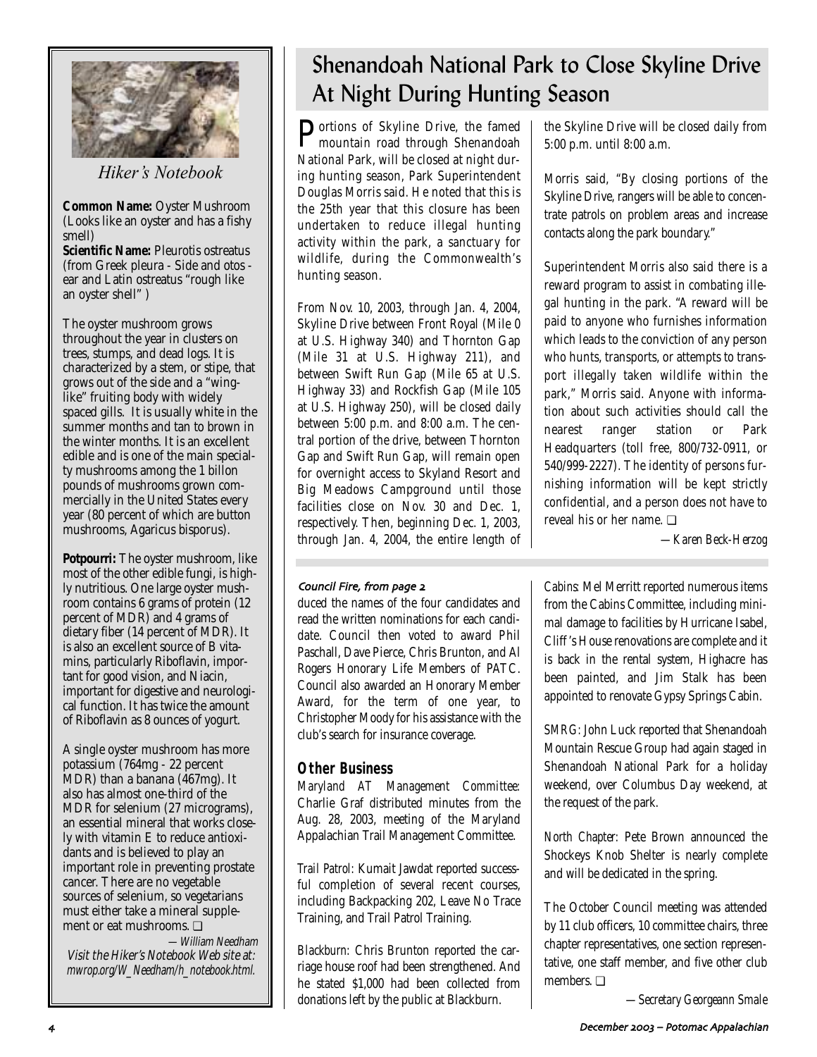*Hiker's Notebook*

**Common Name:** Oyster Mushroom (Looks like an oyster and has a fishy smell)

**Scientific Name:** Pleurotis ostreatus (from Greek pleura - Side and otos - ear and Latin ostreatus "rough like an oyster shell" )

The oyster mushroom grows throughout the year in clusters on trees, stumps, and dead logs. It is characterized by a stem, or stipe, that grows out of the side and a "wing-like" fruiting body with widely spaced gills. It is usually white in the summer months and tan to brown in the winter months. It is an excellent edible and is one of the main specialty mushrooms among the 1 billon pounds of mushrooms grown commercially in the United States every year (80 percent of which are button mushrooms, Agaricus bisporus).

**Potpourri:** The oyster mushroom, like most of the other edible fungi, is highly nutritious. One large oyster mushroom contains 6 grams of protein (12 percent of MDR) and 4 grams of dietary fiber (14 percent of MDR). It is also an excellent source of B vitamins, particularly Riboflavin, important for good vision, and Niacin, important for digestive and neurological function. It has twice the amount of Riboflavin as 8 ounces of yogurt.

A single oyster mushroom has more potassium (764mg - 22 percent MDR) than a banana (467mg). It also has almost one-third of the MDR for selenium (27 micrograms), an essential mineral that works closely with vitamin E to reduce antioxidants and is believed to play an important role in preventing prostate cancer. There are no vegetable sources of selenium, so vegetarians must either take a mineral supplement or eat mushrooms. ❑

—William Needham

*Visit the Hiker's Notebook Web site at: mwrop.org/W_Needham/h_notebook.html.*

# Shenandoah National Park to Close Skyline Drive At Night During Hunting Season

Portions of Skyline Drive, the famed mountain road through Shenandoah National Park, will be closed at night during hunting season, Park Superintendent Douglas Morris said. He noted that this is the 25th year that this closure has been undertaken to reduce illegal hunting activity within the park, a sanctuary for wildlife, during the Commonwealth's hunting season.

From Nov. 10, 2003, through Jan. 4, 2004, Skyline Drive between Front Royal (Mile 0 at U.S. Highway 340) and Thornton Gap (Mile 31 at U.S. Highway 211), and between Swift Run Gap (Mile 65 at U.S. Highway 33) and Rockfish Gap (Mile 105 at U.S. Highway 250), will be closed daily between 5:00 p.m. and 8:00 a.m. The central portion of the drive, between Thornton Gap and Swift Run Gap, will remain open for overnight access to Skyland Resort and Big Meadows Campground until those facilities close on Nov. 30 and Dec. 1, respectively. Then, beginning Dec. 1, 2003, through Jan. 4, 2004, the entire length of the Skyline Drive will be closed daily from 5:00 p.m. until 8:00 a.m.

Morris said, "By closing portions of the Skyline Drive, rangers will be able to concentrate patrols on problem areas and increase contacts along the park boundary."

Superintendent Morris also said there is a reward program to assist in combating illegal hunting in the park. "A reward will be paid to anyone who furnishes information which leads to the conviction of any person who hunts, transports, or attempts to transport illegally taken wildlife within the park," Morris said. Anyone with information about such activities should call the nearest ranger station or Park Headquarters (toll free, 800/732-0911, or 540/999-2227). The identity of persons furnishing information will be kept strictly confidential, and a person does not have to reveal his or her name. ❑

—Karen Beck-Herzog

*Council Fire, from page 2*

duced the names of the four candidates and read the written nominations for each candidate. Council then voted to award Phil Paschall, Dave Pierce, Chris Brunton, and Al Rogers Honorary Life Members of PATC. Council also awarded an Honorary Member Award, for the term of one year, to Christopher Moody for his assistance with the club's search for insurance coverage.

### Other Business

*Maryland AT Management Committee*: Charlie Graf distributed minutes from the Aug. 28, 2003, meeting of the Maryland Appalachian Trail Management Committee.

*Trail Patrol*: Kumait Jawdat reported successful completion of several recent courses, including Backpacking 202, Leave No Trace Training, and Trail Patrol Training.

*Blackburn*: Chris Brunton reported the carriage house roof had been strengthened. And he stated $1,000 had been collected from donations left by the public at Blackburn.

*Cabins*: Mel Merritt reported numerous items from the Cabins Committee, including minimal damage to facilities by Hurricane Isabel, Cliff's House renovations are complete and it is back in the rental system, Highacre has been painted, and Jim Stalk has been appointed to renovate Gypsy Springs Cabin.

*SMRG*: John Luck reported that Shenandoah Mountain Rescue Group had again staged in Shenandoah National Park for a holiday weekend, over Columbus Day weekend, at the request of the park.

*North Chapter*: Pete Brown announced the Shockeys Knob Shelter is nearly complete and will be dedicated in the spring.

The October Council meeting was attended by 11 club officers, 10 committee chairs, three chapter representatives, one section representative, one staff member, and five other club members. ❑

—Secretary Georgeann Smale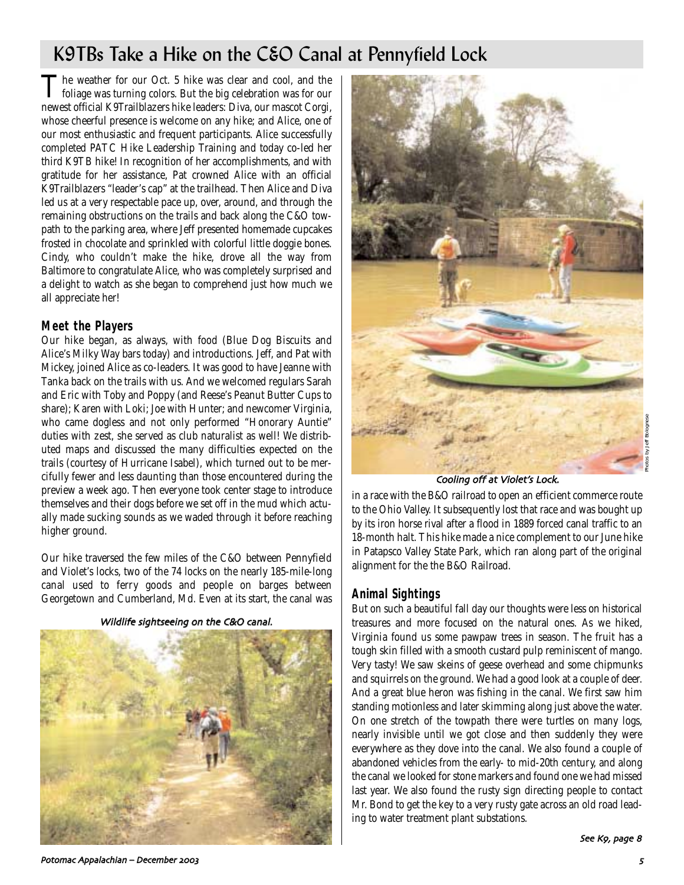# K9TBs Take a Hike on the C&O Canal at Pennyfield Lock

The weather for our Oct. 5 hike was clear and cool, and the foliage was turning colors. But the big celebration was for our newest official K9Trailblazers hike leaders: Diva, our mascot Corgi, whose cheerful presence is welcome on any hike; and Alice, one of our most enthusiastic and frequent participants. Alice successfully completed PATC Hike Leadership Training and today co-led her third K9TB hike! In recognition of her accomplishments, and with gratitude for her assistance, Pat crowned Alice with an official K9Trailblazers "leader's cap" at the trailhead. Then Alice and Diva led us at a very respectable pace up, over, around, and through the remaining obstructions on the trails and back along the C&O towpath to the parking area, where Jeff presented homemade cupcakes frosted in chocolate and sprinkled with colorful little doggie bones. Cindy, who couldn't make the hike, drove all the way from Baltimore to congratulate Alice, who was completely surprised and a delight to watch as she began to comprehend just how much we all appreciate her!

## Meet the Players

Our hike began, as always, with food (Blue Dog Biscuits and Alice's Milky Way bars today) and introductions. Jeff, and Pat with Mickey, joined Alice as co-leaders. It was good to have Jeanne with Tanka back on the trails with us. And we welcomed regulars Sarah and Eric with Toby and Poppy (and Reese's Peanut Butter Cups to share); Karen with Loki; Joe with Hunter; and newcomer Virginia, who came dogless and not only performed "Honorary Auntie" duties with zest, she served as club naturalist as well! We distributed maps and discussed the many difficulties expected on the trails (courtesy of Hurricane Isabel), which turned out to be mercifully fewer and less daunting than those encountered during the preview a week ago. Then everyone took center stage to introduce themselves and their dogs before we set off in the mud which actually made sucking sounds as we waded through it before reaching higher ground.

Our hike traversed the few miles of the C&O between Pennyfield and Violet's locks, two of the 74 locks on the nearly 185-mile-long canal used to ferry goods and people on barges between Georgetown and Cumberland, Md. Even at its start, the canal was in a race with the B&O railroad to open an efficient commerce route to the Ohio Valley. It subsequently lost that race and was bought up by its iron horse rival after a flood in 1889 forced canal traffic to an 18-month halt. This hike made a nice complement to our June hike in Patapsco Valley State Park, which ran along part of the original alignment for the the B&O Railroad.

*Wildlife sightseeing on the C&O canal.*

*Cooling off at Violet's Lock.*

Photos by Jeff Bolognese

## Animal Sightings

But on such a beautiful fall day our thoughts were less on historical treasures and more focused on the natural ones. As we hiked, Virginia found us some pawpaw trees in season. The fruit has a tough skin filled with a smooth custard pulp reminiscent of mango. Very tasty! We saw skeins of geese overhead and some chipmunks and squirrels on the ground. We had a good look at a couple of deer. And a great blue heron was fishing in the canal. We first saw him standing motionless and later skimming along just above the water. On one stretch of the towpath there were turtles on many logs, nearly invisible until we got close and then suddenly they were everywhere as they dove into the canal. We also found a couple of abandoned vehicles from the early- to mid-20th century, and along the canal we looked for stone markers and found one we had missed last year. We also found the rusty sign directing people to contact Mr. Bond to get the key to a very rusty gate across an old road leading to water treatment plant substations.

*See K9, page 8*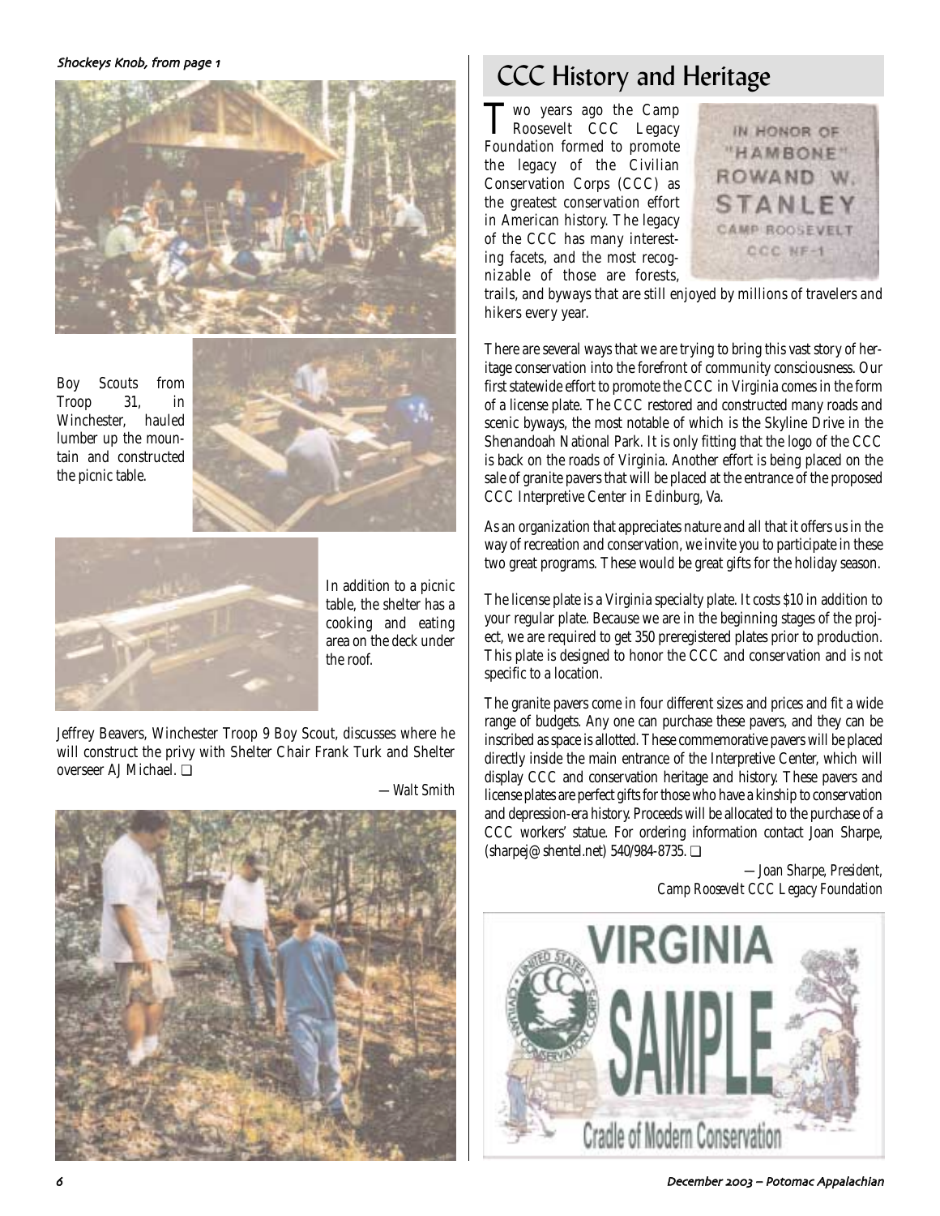*Shockeys Knob, from page 1*

Boy Scouts from Troop 31, in Winchester, hauled lumber up the mountain and constructed the picnic table.

In addition to a picnic table, the shelter has a cooking and eating area on the deck under the roof.

Jeffrey Beavers, Winchester Troop 9 Boy Scout, discusses where he will construct the privy with Shelter Chair Frank Turk and Shelter overseer AJ Michael. ❑

*—Walt Smith*

## CCC History and Heritage

Two years ago the Camp Roosevelt CCC Legacy Foundation formed to promote the legacy of the Civilian Conservation Corps (CCC) as the greatest conservation effort in American history. The legacy of the CCC has many interesting facets, and the most recognizable of those are forests, trails, and byways that are still enjoyed by millions of travelers and hikers every year.

IN HONOR OF "HAMBONE" ROWAND W. STANLEY CAMP ROOSEVELT CCC NF-1

There are several ways that we are trying to bring this vast story of heritage conservation into the forefront of community consciousness. Our first statewide effort to promote the CCC in Virginia comes in the form of a license plate. The CCC restored and constructed many roads and scenic byways, the most notable of which is the Skyline Drive in the Shenandoah National Park. It is only fitting that the logo of the CCC is back on the roads of Virginia. Another effort is being placed on the sale of granite pavers that will be placed at the entrance of the proposed CCC Interpretive Center in Edinburg, Va.

As an organization that appreciates nature and all that it offers us in the way of recreation and conservation, we invite you to participate in these two great programs. These would be great gifts for the holiday season.

The license plate is a Virginia specialty plate. It costs $10 in addition to your regular plate. Because we are in the beginning stages of the project, we are required to get 350 preregistered plates prior to production. This plate is designed to honor the CCC and conservation and is not specific to a location.

The granite pavers come in four different sizes and prices and fit a wide range of budgets. Any one can purchase these pavers, and they can be inscribed as space is allotted. These commemorative pavers will be placed directly inside the main entrance of the Interpretive Center, which will display CCC and conservation heritage and history. These pavers and license plates are perfect gifts for those who have a kinship to conservation and depression-era history. Proceeds will be allocated to the purchase of a CCC workers' statue. For ordering information contact Joan Sharpe, (sharpej@shentel.net) 540/984-8735. ❑

*—Joan Sharpe, President, Camp Roosevelt CCC Legacy Foundation*

VIRGINIA SAMPLE Cradle of Modern Conservation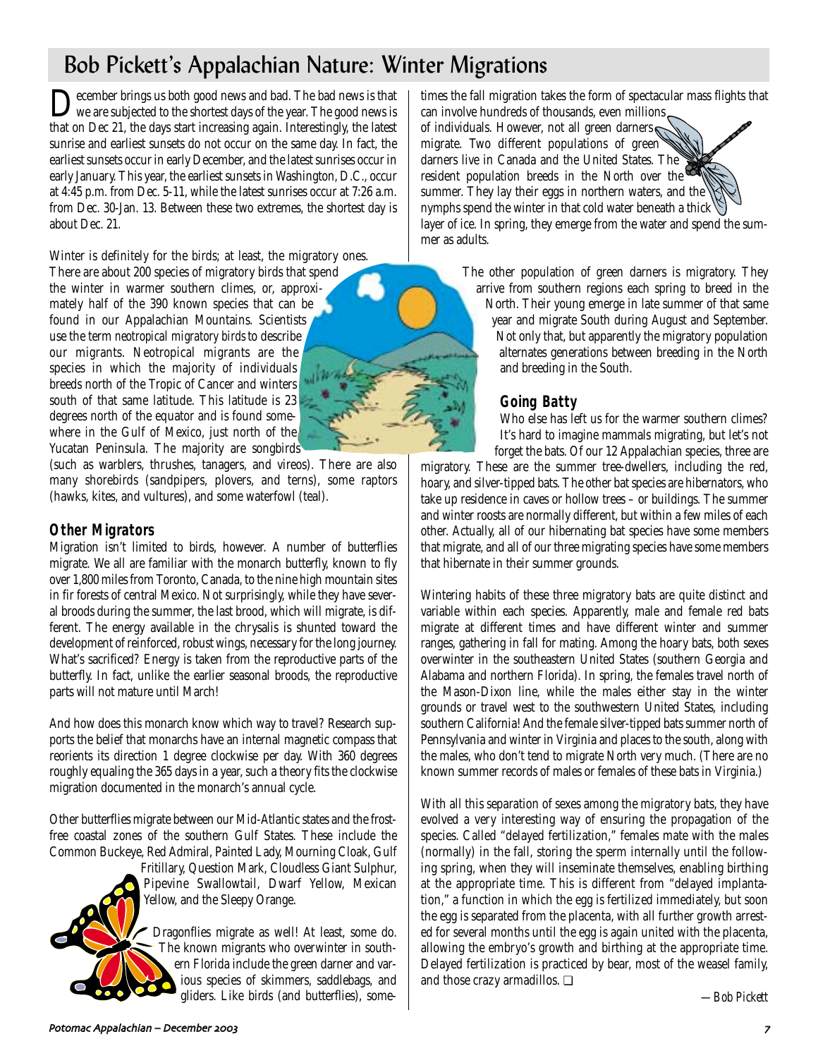# Bob Pickett's Appalachian Nature: Winter Migrations

December brings us both good news and bad. The bad news is that we are subjected to the shortest days of the year. The good news is that on Dec 21, the days start increasing again. Interestingly, the latest sunrise and earliest sunsets do not occur on the same day. In fact, the earliest sunsets occur in early December, and the latest sunrises occur in early January. This year, the earliest sunsets in Washington, D.C., occur at 4:45 p.m. from Dec. 5-11, while the latest sunrises occur at 7:26 a.m. from Dec. 30-Jan. 13. Between these two extremes, the shortest day is about Dec. 21.

Winter is definitely for the birds; at least, the migratory ones. There are about 200 species of migratory birds that spend the winter in warmer southern climes, or, approximately half of the 390 known species that can be found in our Appalachian Mountains. Scientists use the term *neotropical migratory birds* to describe our migrants. Neotropical migrants are the species in which the majority of individuals breeds north of the Tropic of Cancer and winters south of that same latitude. This latitude is 23 degrees north of the equator and is found somewhere in the Gulf of Mexico, just north of the Yucatan Peninsula. The majority are songbirds (such as warblers, thrushes, tanagers, and vireos). There are also many shorebirds (sandpipers, plovers, and terns), some raptors (hawks, kites, and vultures), and some waterfowl (teal).

## Other Migrators

Migration isn't limited to birds, however. A number of butterflies migrate. We all are familiar with the monarch butterfly, known to fly over 1,800 miles from Toronto, Canada, to the nine high mountain sites in fir forests of central Mexico. Not surprisingly, while they have several broods during the summer, the last brood, which will migrate, is different. The energy available in the chrysalis is shunted toward the development of reinforced, robust wings, necessary for the long journey. What's sacrificed? Energy is taken from the reproductive parts of the butterfly. In fact, unlike the earlier seasonal broods, the reproductive parts will not mature until March!

And how does this monarch know which way to travel? Research supports the belief that monarchs have an internal magnetic compass that reorients its direction 1 degree clockwise per day. With 360 degrees roughly equaling the 365 days in a year, such a theory fits the clockwise migration documented in the monarch's annual cycle.

Other butterflies migrate between our Mid-Atlantic states and the frost-free coastal zones of the southern Gulf States. These include the Common Buckeye, Red Admiral, Painted Lady, Mourning Cloak, Gulf Fritillary, Question Mark, Cloudless Giant Sulphur, Pipevine Swallowtail, Dwarf Yellow, Mexican Yellow, and the Sleepy Orange.

Dragonflies migrate as well! At least, some do. The known migrants who overwinter in southern Florida include the green darner and various species of skimmers, saddlebags, and gliders. Like birds (and butterflies), sometimes the fall migration takes the form of spectacular mass flights that can involve hundreds of thousands, even millions, of individuals. However, not all green darners migrate. Two different populations of green darners live in Canada and the United States. The resident population breeds in the North over the summer. They lay their eggs in northern waters, and the nymphs spend the winter in that cold water beneath a thick layer of ice. In spring, they emerge from the water and spend the summer as adults.

The other population of green darners is migratory. They arrive from southern regions each spring to breed in the North. Their young emerge in late summer of that same year and migrate South during August and September. Not only that, but apparently the migratory population alternates generations between breeding in the North and breeding in the South.

## Going Batty

Who else has left us for the warmer southern climes? It's hard to imagine mammals migrating, but let's not forget the bats. Of our 12 Appalachian species, three are migratory. These are the summer tree-dwellers, including the red, hoary, and silver-tipped bats. The other bat species are hibernators, who take up residence in caves or hollow trees – or buildings. The summer and winter roosts are normally different, but within a few miles of each other. Actually, all of our hibernating bat species have some members that migrate, and all of our three migrating species have some members that hibernate in their summer grounds.

Wintering habits of these three migratory bats are quite distinct and variable within each species. Apparently, male and female red bats migrate at different times and have different winter and summer ranges, gathering in fall for mating. Among the hoary bats, both sexes overwinter in the southeastern United States (southern Georgia and Alabama and northern Florida). In spring, the females travel north of the Mason-Dixon line, while the males either stay in the winter grounds or travel west to the southwestern United States, including southern California! And the female silver-tipped bats summer north of Pennsylvania and winter in Virginia and places to the south, along with the males, who don't tend to migrate North very much. (There are no known summer records of males or females of these bats in Virginia.)

With all this separation of sexes among the migratory bats, they have evolved a very interesting way of ensuring the propagation of the species. Called "delayed fertilization," females mate with the males (normally) in the fall, storing the sperm internally until the following spring, when they will inseminate themselves, enabling birthing at the appropriate time. This is different from "delayed implantation," a function in which the egg is fertilized immediately, but soon the egg is separated from the placenta, with all further growth arrested for several months until the egg is again united with the placenta, allowing the embryo's growth and birthing at the appropriate time. Delayed fertilization is practiced by bear, most of the weasel family, and those crazy armadillos. ❑

*—Bob Pickett*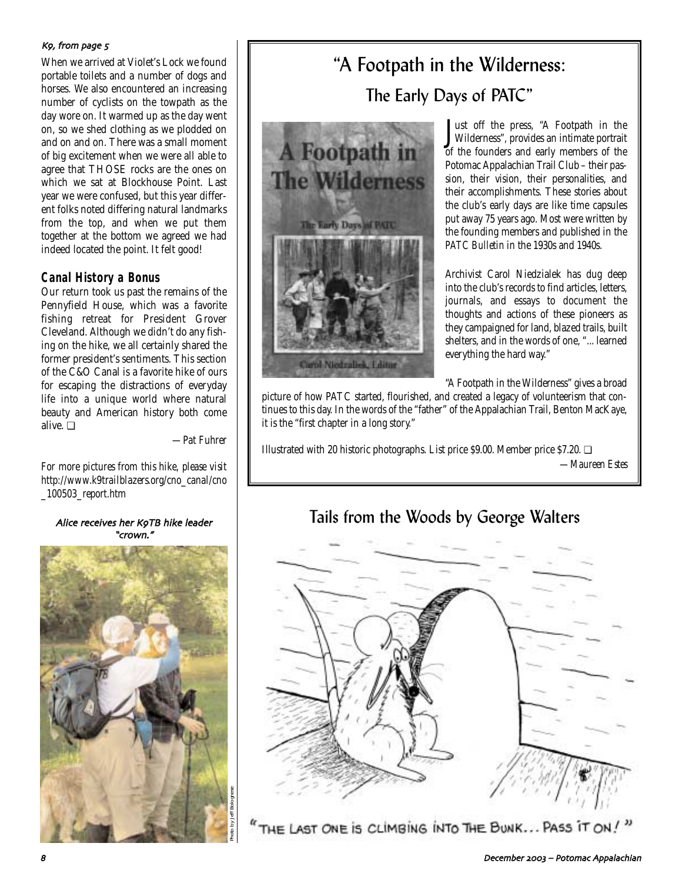*K9, from page 5*

When we arrived at Violet's Lock we found portable toilets and a number of dogs and horses. We also encountered an increasing number of cyclists on the towpath as the day wore on. It warmed up as the day went on, so we shed clothing as we plodded on and on and on. There was a small moment of big excitement when we were all able to agree that THOSE rocks are the ones on which we sat at Blockhouse Point. Last year we were confused, but this year different folks noted differing natural landmarks from the top, and when we put them together at the bottom we agreed we had indeed located the point. It felt good!

### Canal History a Bonus

Our return took us past the remains of the Pennyfield House, which was a favorite fishing retreat for President Grover Cleveland. Although we didn't do any fishing on the hike, we all certainly shared the former president's sentiments. This section of the C&O Canal is a favorite hike of ours for escaping the distractions of everyday life into a unique world where natural beauty and American history both come alive. ❑

*—Pat Fuhrer*

*For more pictures from this hike, please visit http://www.k9trailblazers.org/cno_canal/cno_100503_report.htm*

*Alice receives her K9TB hike leader "crown."*

Photo by Jeff Bolognese

## "A Footpath in the Wilderness: The Early Days of PATC"

Just off the press, "A Footpath in the Wilderness", provides an intimate portrait of the founders and early members of the Potomac Appalachian Trail Club – their passion, their vision, their personalities, and their accomplishments. These stories about the club's early days are like time capsules put away 75 years ago. Most were written by the founding members and published in the *PATC Bulletin* in the 1930s and 1940s.

Archivist Carol Niedzialek has dug deep into the club's records to find articles, letters, journals, and essays to document the thoughts and actions of these pioneers as they campaigned for land, blazed trails, built shelters, and in the words of one, "...learned everything the hard way."

"A Footpath in the Wilderness" gives a broad picture of how PATC started, flourished, and created a legacy of volunteerism that continues to this day. In the words of the "father" of the Appalachian Trail, Benton MacKaye, it is the "first chapter in a long story."

Illustrated with 20 historic photographs. List price $9.00. Member price $7.20. ❑

*—Maureen Estes*

## Tails from the Woods by George Walters

"THE LAST ONE IS CLIMBING INTO THE BUNK... PASS IT ON!"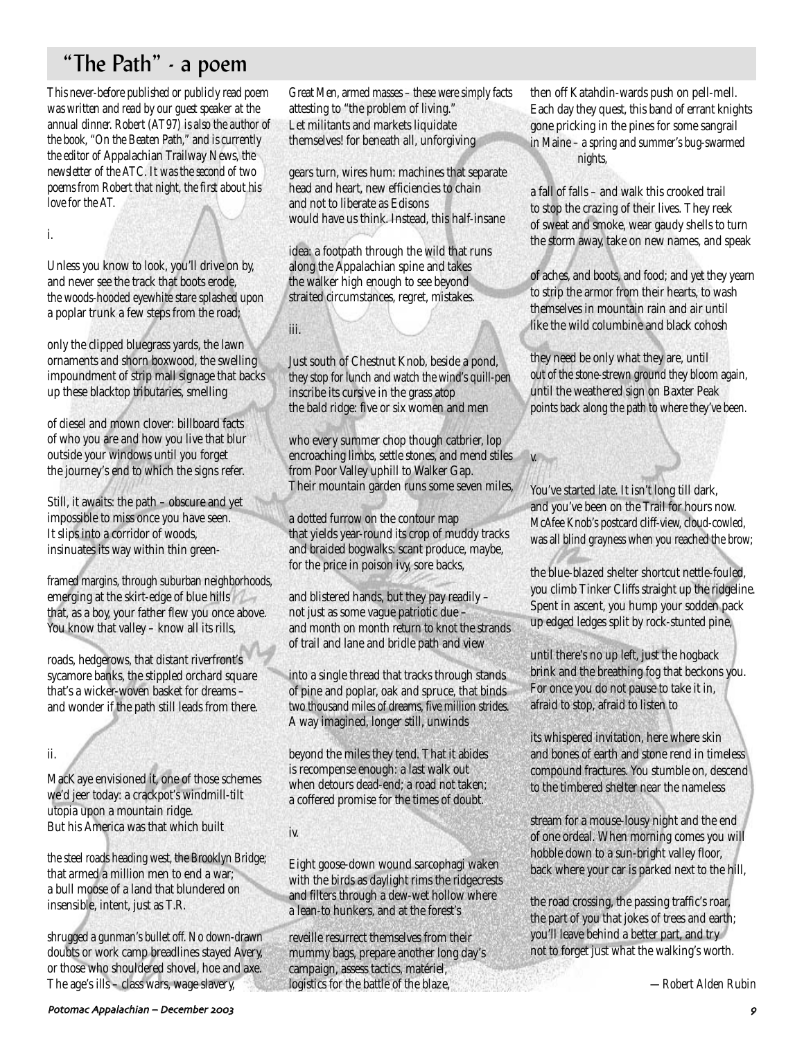# "The Path" - a poem

*This never-before published or publicly read poem was written and read by our guest speaker at the annual dinner. Robert (AT97) is also the author of the book, "On the Beaten Path," and is currently the editor of Appalachian Trailway News, the newsletter of the ATC. It was the second of two poems from Robert that night, the first about his love for the AT.*

i.

Unless you know to look, you'll drive on by,
and never see the track that boots erode,
the woods-hooded eyewhite stare splashed upon
a poplar trunk a few steps from the road;

only the clipped bluegrass yards, the lawn
ornaments and shorn boxwood, the swelling
impoundment of strip mall signage that backs
up these blacktop tributaries, smelling

of diesel and mown clover: billboard facts
of who you are and how you live that blur
outside your windows until you forget
the journey's end to which the signs refer.

Still, it awaits: the path – obscure and yet
impossible to miss once you have seen.
It slips into a corridor of woods,
insinuates its way within thin green-

framed margins, through suburban neighborhoods,
emerging at the skirt-edge of blue hills
that, as a boy, your father flew you once above.
You know that valley – know all its rills,

roads, hedgerows, that distant riverfront's
sycamore banks, the stippled orchard square
that's a wicker-woven basket for dreams –
and wonder if the path still leads from there.

ii.

MacKaye envisioned it, one of those schemes
we'd jeer today: a crackpot's windmill-tilt
utopia upon a mountain ridge.
But his America was that which built

the steel roads heading west, the Brooklyn Bridge;
that armed a million men to end a war;
a bull moose of a land that blundered on
insensible, intent, just as T.R.

shrugged a gunman's bullet off. No down-drawn
doubts or work camp breadlines stayed Avery,
or those who shouldered shovel, hoe and axe.
The age's ills – class wars, wage slavery,

Great Men, armed masses – these were simply facts
attesting to "the problem of living."
Let militants and markets liquidate
themselves! for beneath all, unforgiving

gears turn, wires hum: machines that separate
head and heart, new efficiencies to chain
and not to liberate as Edisons
would have us think. Instead, this half-insane

idea: a footpath through the wild that runs
along the Appalachian spine and takes
the walker high enough to see beyond
straited circumstances, regret, mistakes.

iii.

Just south of Chestnut Knob, beside a pond,
they stop for lunch and watch the wind's quill-pen
inscribe its cursive in the grass atop
the bald ridge: five or six women and men

who every summer chop though catbrier, lop
encroaching limbs, settle stones, and mend stiles
from Poor Valley uphill to Walker Gap.
Their mountain garden runs some seven miles,

a dotted furrow on the contour map
that yields year-round its crop of muddy tracks
and braided bogwalks: scant produce, maybe,
for the price in poison ivy, sore backs,

and blistered hands, but they pay readily –
not just as some vague patriotic due –
and month on month return to knot the strands
of trail and lane and bridle path and view

into a single thread that tracks through stands
of pine and poplar, oak and spruce, that binds
two thousand miles of dreams, five million strides.
A way imagined, longer still, unwinds

beyond the miles they tend. That it abides
is recompense enough: a last walk out
when detours dead-end; a road not taken;
a coffered promise for the times of doubt.

iv.

Eight goose-down wound sarcophagi waken
with the birds as daylight rims the ridgecrests
and filters through a dew-wet hollow where
a lean-to hunkers, and at the forest's

reveille resurrect themselves from their
mummy bags, prepare another long day's
campaign, assess tactics, matériel,
logistics for the battle of the blaze,

then off Katahdin-wards push on pell-mell.
Each day they quest, this band of errant knights
gone pricking in the pines for some sangrail
in Maine – a spring and summer's bug-swarmed
nights,

a fall of falls – and walk this crooked trail
to stop the crazing of their lives. They reek
of sweat and smoke, wear gaudy shells to turn
the storm away, take on new names, and speak

of aches, and boots, and food; and yet they yearn
to strip the armor from their hearts, to wash
themselves in mountain rain and air until
like the wild columbine and black cohosh

they need be only what they are, until
out of the stone-strewn ground they bloom again,
until the weathered sign on Baxter Peak
points back along the path to where they've been.

v.

You've started late. It isn't long till dark,
and you've been on the Trail for hours now.
McAfee Knob's postcard cliff-view, cloud-cowled,
was all blind grayness when you reached the brow;

the blue-blazed shelter shortcut nettle-fouled,
you climb Tinker Cliffs straight up the ridgeline.
Spent in ascent, you hump your sodden pack
up edged ledges split by rock-stunted pine,

until there's no up left, just the hogback
brink and the breathing fog that beckons you.
For once you do not pause to take it in,
afraid to stop, afraid to listen to

its whispered invitation, here where skin
and bones of earth and stone rend in timeless
compound fractures. You stumble on, descend
to the timbered shelter near the nameless

stream for a mouse-lousy night and the end
of one ordeal. When morning comes you will
hobble down to a sun-bright valley floor,
back where your car is parked next to the hill,

the road crossing, the passing traffic's roar,
the part of you that jokes of trees and earth;
you'll leave behind a better part, and try
not to forget just what the walking's worth.

*—Robert Alden Rubin*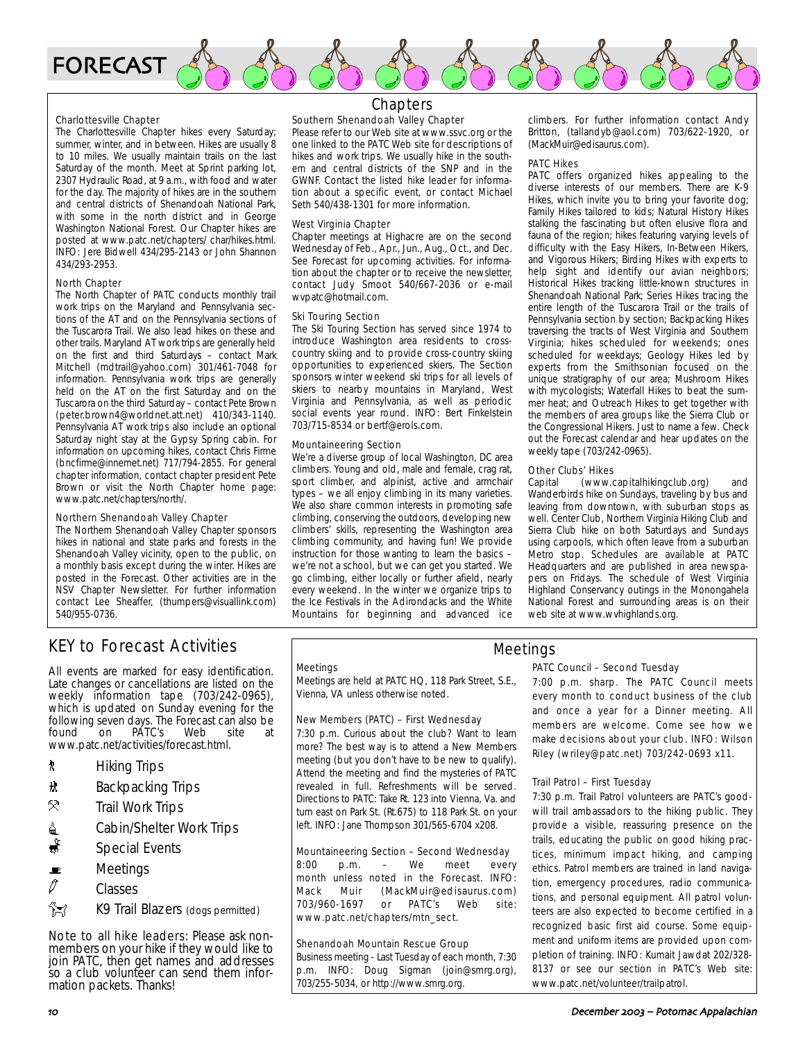# FORECAST

## Chapters

### Charlottesville Chapter

The Charlottesville Chapter hikes every Saturday; summer, winter, and in between. Hikes are usually 8 to 10 miles. We usually maintain trails on the last Saturday of the month. Meet at Sprint parking lot, 2307 Hydraulic Road, at 9 a.m., with food and water for the day. The majority of hikes are in the southern and central districts of Shenandoah National Park, with some in the north district and in George Washington National Forest. Our Chapter hikes are posted at www.patc.net/chapters/ char/hikes.html. INFO: Jere Bidwell 434/295-2143 or John Shannon 434/293-2953.

### North Chapter

The North Chapter of PATC conducts monthly trail work trips on the Maryland and Pennsylvania sections of the AT and on the Pennsylvania sections of the Tuscarora Trail. We also lead hikes on these and other trails. Maryland AT work trips are generally held on the first and third Saturdays – contact Mark Mitchell (mdtrail@yahoo.com) 301/461-7048 for information. Pennsylvania work trips are generally held on the AT on the first Saturday and on the Tuscarora on the third Saturday – contact Pete Brown (peter.brown4@worldnet.att.net) 410/343-1140. Pennsylvania AT work trips also include an optional Saturday night stay at the Gypsy Spring cabin. For information on upcoming hikes, contact Chris Firme (bncfirme@innernet.net) 717/794-2855. For general chapter information, contact chapter president Pete Brown or visit the North Chapter home page: www.patc.net/chapters/north/.

### Northern Shenandoah Valley Chapter

The Northern Shenandoah Valley Chapter sponsors hikes in national and state parks and forests in the Shenandoah Valley vicinity, open to the public, on a monthly basis except during the winter. Hikes are posted in the Forecast. Other activities are in the NSV Chapter Newsletter. For further information contact Lee Sheaffer, (thumpers@visuallink.com) 540/955-0736.

### Southern Shenandoah Valley Chapter

Please refer to our Web site at www.ssvc.org or the one linked to the PATC Web site for descriptions of hikes and work trips. We usually hike in the southern and central districts of the SNP and in the GWNF. Contact the listed hike leader for information about a specific event, or contact Michael Seth 540/438-1301 for more information.

### West Virginia Chapter

Chapter meetings at Highacre are on the second Wednesday of Feb., Apr., Jun., Aug., Oct., and Dec. See Forecast for upcoming activities. For information about the chapter or to receive the newsletter, contact Judy Smoot 540/667-2036 or e-mail wvpatc@hotmail.com.

### Ski Touring Section

The Ski Touring Section has served since 1974 to introduce Washington area residents to cross-country skiing and to provide cross-country skiing opportunities to experienced skiers. The Section sponsors winter weekend ski trips for all levels of skiers to nearby mountains in Maryland, West Virginia and Pennsylvania, as well as periodic social events year round. INFO: Bert Finkelstein 703/715-8534 or bertf@erols.com.

### Mountaineering Section

We're a diverse group of local Washington, DC area climbers. Young and old, male and female, crag rat, sport climber, and alpinist, active and armchair types – we all enjoy climbing in its many varieties. We also share common interests in promoting safe climbing, conserving the outdoors, developing new climbers' skills, representing the Washington area climbing community, and having fun! We provide instruction for those wanting to learn the basics – we're not a school, but we can get you started. We go climbing, either locally or further afield, nearly every weekend. In the winter we organize trips to the Ice Festivals in the Adirondacks and the White Mountains for beginning and advanced ice climbers. For further information contact Andy Britton, (tallandyb@aol.com) 703/622-1920, or (MackMuir@edisaurus.com).

### PATC Hikes

PATC offers organized hikes appealing to the diverse interests of our members. There are K-9 Hikes, which invite you to bring your favorite dog; Family Hikes tailored to kids; Natural History Hikes stalking the fascinating but often elusive flora and fauna of the region; hikes featuring varying levels of difficulty with the Easy Hikers, In-Between Hikers, and Vigorous Hikers; Birding Hikes with experts to help sight and identify our avian neighbors; Historical Hikes tracking little-known structures in Shenandoah National Park; Series Hikes tracing the entire length of the Tuscarora Trail or the trails of Pennsylvania section by section; Backpacking Hikes traversing the tracts of West Virginia and Southern Virginia; hikes scheduled for weekends; ones scheduled for weekdays; Geology Hikes led by experts from the Smithsonian focused on the unique stratigraphy of our area; Mushroom Hikes with mycologists; Waterfall Hikes to beat the summer heat; and Outreach Hikes to get together with the members of area groups like the Sierra Club or the Congressional Hikers. Just to name a few. Check out the Forecast calendar and hear updates on the weekly tape (703/242-0965).

### Other Clubs' Hikes

Capital (www.capitalhikingclub.org) and Wanderbirds hike on Sundays, traveling by bus and leaving from downtown, with suburban stops as well. Center Club, Northern Virginia Hiking Club and Sierra Club hike on both Saturdays and Sundays using carpools, which often leave from a suburban Metro stop. Schedules are available at PATC Headquarters and are published in area newspapers on Fridays. The schedule of West Virginia Highland Conservancy outings in the Monongahela National Forest and surrounding areas is on their web site at www.wvhighlands.org.

## KEY to Forecast Activities

All events are marked for easy identification. Late changes or cancellations are listed on the weekly information tape (703/242-0965), which is updated on Sunday evening for the following seven days. The Forecast can also be found on PATC's Web site at www.patc.net/activities/forecast.html.

- Hiking Trips
- Backpacking Trips
- Trail Work Trips
- Cabin/Shelter Work Trips
- Special Events
- Meetings
- Classes
- K9 Trail Blazers (dogs permitted)

Note to all hike leaders: Please ask non-members on your hike if they would like to join PATC, then get names and addresses so a club volunteer can send them information packets. Thanks!

## Meetings

### Meetings

Meetings are held at PATC HQ, 118 Park Street, S.E., Vienna, VA unless otherwise noted.

### New Members (PATC) – First Wednesday

7:30 p.m. Curious about the club? Want to learn more? The best way is to attend a New Members meeting (but you don't have to be new to qualify). Attend the meeting and find the mysteries of PATC revealed in full. Refreshments will be served. Directions to PATC: Take Rt. 123 into Vienna, Va. and turn east on Park St. (Rt.675) to 118 Park St. on your left. INFO: Jane Thompson 301/565-6704 x208.

### Mountaineering Section – Second Wednesday

8:00 p.m. – We meet every month unless noted in the Forecast. INFO: Mack Muir (MackMuir@edisaurus.com) 703/960-1697 or PATC's Web site: www.patc.net/chapters/mtn_sect.

### Shenandoah Mountain Rescue Group

Business meeting - Last Tuesday of each month, 7:30 p.m. INFO: Doug Sigman (join@smrg.org), 703/255-5034, or http://www.smrg.org.

### PATC Council – Second Tuesday

7:00 p.m. sharp. The PATC Council meets every month to conduct business of the club and once a year for a Dinner meeting. All members are welcome. Come see how we make decisions about your club. INFO: Wilson Riley (wriley@patc.net) 703/242-0693 x11.

### Trail Patrol – First Tuesday

7:30 p.m. Trail Patrol volunteers are PATC's goodwill trail ambassadors to the hiking public. They provide a visible, reassuring presence on the trails, educating the public on good hiking practices, minimum impact hiking, and camping ethics. Patrol members are trained in land navigation, emergency procedures, radio communications, and personal equipment. All patrol volunteers are also expected to become certified in a recognized basic first aid course. Some equipment and uniform items are provided upon completion of training. INFO: Kumait Jawdat 202/328-8137 or see our section in PATC's Web site: www.patc.net/volunteer/trailpatrol.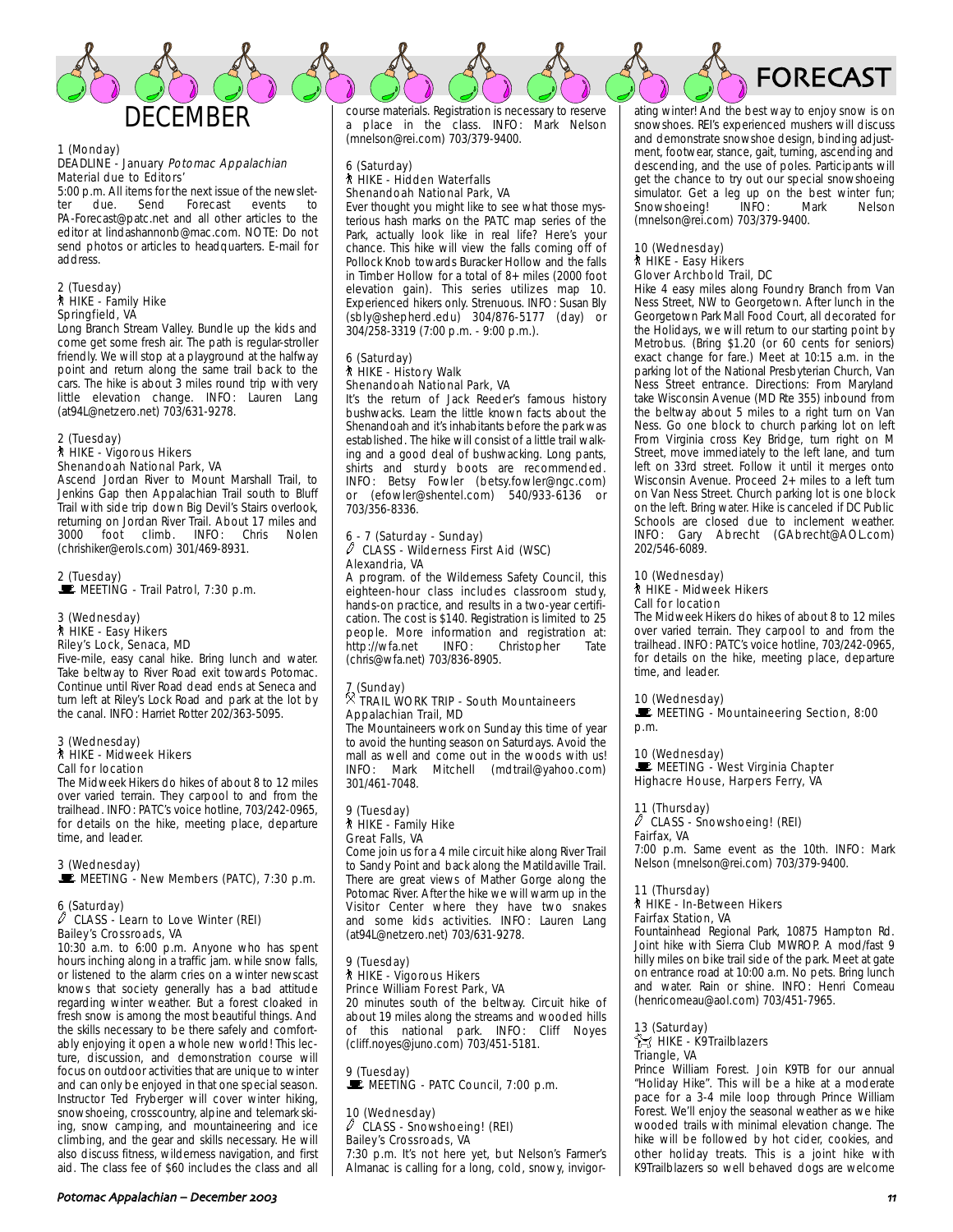# FORECAST

## DECEMBER

1 (Monday)
DEADLINE - January *Potomac Appalachian* Material due to Editors'
5:00 p.m. All items for the next issue of the newsletter due. Send Forecast events to PA-Forecast@patc.net and all other articles to the editor at lindashannonb@mac.com. NOTE: Do not send photos or articles to headquarters. E-mail for address.

2 (Tuesday)
HIKE - Family Hike
Springfield, VA
Long Branch Stream Valley. Bundle up the kids and come get some fresh air. The path is regular-stroller friendly. We will stop at a playground at the halfway point and return along the same trail back to the cars. The hike is about 3 miles round trip with very little elevation change. INFO: Lauren Lang (at94L@netzero.net) 703/631-9278.

2 (Tuesday)
HIKE - Vigorous Hikers
Shenandoah National Park, VA
Ascend Jordan River to Mount Marshall Trail, to Jenkins Gap then Appalachian Trail south to Bluff Trail with side trip down Big Devil's Stairs overlook, returning on Jordan River Trail. About 17 miles and 3000 foot climb. INFO: Chris Nolen (chrishiker@erols.com) 301/469-8931.

2 (Tuesday)
MEETING - Trail Patrol, 7:30 p.m.

3 (Wednesday)
HIKE - Easy Hikers
Riley's Lock, Senaca, MD
Five-mile, easy canal hike. Bring lunch and water. Take beltway to River Road exit towards Potomac. Continue until River Road dead ends at Seneca and turn left at Riley's Lock Road and park at the lot by the canal. INFO: Harriet Rotter 202/363-5095.

3 (Wednesday)
HIKE - Midweek Hikers
Call for location
The Midweek Hikers do hikes of about 8 to 12 miles over varied terrain. They carpool to and from the trailhead. INFO: PATC's voice hotline, 703/242-0965, for details on the hike, meeting place, departure time, and leader.

3 (Wednesday)
MEETING - New Members (PATC), 7:30 p.m.

6 (Saturday)
CLASS - Learn to Love Winter (REI)
Bailey's Crossroads, VA
10:30 a.m. to 6:00 p.m. Anyone who has spent hours inching along in a traffic jam, while snow falls, or listened to the alarm cries on a winter newscast knows that society generally has a bad attitude regarding winter weather. But a forest cloaked in fresh snow is among the most beautiful things. And the skills necessary to be there safely and comfortably enjoying it open a whole new world! This lecture, discussion, and demonstration course will focus on outdoor activities that are unique to winter and can only be enjoyed in that one special season. Instructor Ted Fryberger will cover winter hiking, snowshoeing, crosscountry, alpine and telemark skiing, snow camping, and mountaineering and ice climbing, and the gear and skills necessary. He will also discuss fitness, wilderness navigation, and first aid. The class fee of $60 includes the class and all course materials. Registration is necessary to reserve a place in the class. INFO: Mark Nelson (mnelson@rei.com) 703/379-9400.

6 (Saturday)
HIKE - Hidden Waterfalls
Shenandoah National Park, VA
Ever thought you might like to see what those mysterious hash marks on the PATC map series of the Park, actually look like in real life? Here's your chance. This hike will view the falls coming off of Pollock Knob towards Buracker Hollow and the falls in Timber Hollow for a total of 8+ miles (2000 foot elevation gain). This series utilizes map 10. Experienced hikers only. Strenuous. INFO: Susan Bly (sbly@shepherd.edu) 304/876-5177 (day) or 304/258-3319 (7:00 p.m. - 9:00 p.m.).

6 (Saturday)
HIKE - History Walk
Shenandoah National Park, VA
It's the return of Jack Reeder's famous history bushwacks. Learn the little known facts about the Shenandoah and it's inhabitants before the park was established. The hike will consist of a little trail walking and a good deal of bushwacking. Long pants, shirts and sturdy boots are recommended. INFO: Betsy Fowler (betsy.fowler@ngc.com) or (efowler@shentel.com) 540/933-6136 or 703/356-8336.

6 - 7 (Saturday - Sunday)
CLASS - Wilderness First Aid (WSC)
Alexandria, VA
A program. of the Wilderness Safety Council, this eighteen-hour class includes classroom study, hands-on practice, and results in a two-year certification. The cost is $140. Registration is limited to 25 people. More information and registration at: http://wfa.net INFO: Christopher Tate (chris@wfa.net) 703/836-8905.

7 (Sunday)
TRAIL WORK TRIP - South Mountaineers
Appalachian Trail, MD
The Mountaineers work on Sunday this time of year to avoid the hunting season on Saturdays. Avoid the mall as well and come out in the woods with us! INFO: Mark Mitchell (mdtrail@yahoo.com) 301/461-7048.

9 (Tuesday)
HIKE - Family Hike
Great Falls, VA
Come join us for a 4 mile circuit hike along River Trail to Sandy Point and back along the Matildaville Trail. There are great views of Mather Gorge along the Potomac River. After the hike we will warm up in the Visitor Center where they have two snakes and some kids activities. INFO: Lauren Lang (at94L@netzero.net) 703/631-9278.

9 (Tuesday)
HIKE - Vigorous Hikers
Prince William Forest Park, VA
20 minutes south of the beltway. Circuit hike of about 19 miles along the streams and wooded hills of this national park. INFO: Cliff Noyes (cliff.noyes@juno.com) 703/451-5181.

9 (Tuesday)
MEETING - PATC Council, 7:00 p.m.

10 (Wednesday)
CLASS - Snowshoeing! (REI)
Bailey's Crossroads, VA
7:30 p.m. It's not here yet, but Nelson's Farmer's Almanac is calling for a long, cold, snowy, invigorating winter! And the best way to enjoy snow is on snowshoes. REI's experienced mushers will discuss and demonstrate snowshoe design, binding adjustment, footwear, stance, gait, turning, ascending and descending, and the use of poles. Participants will get the chance to try out our special snowshoeing simulator. Get a leg up on the best winter fun; Snowshoeing! INFO: Mark Nelson (mnelson@rei.com) 703/379-9400.

10 (Wednesday)
HIKE - Easy Hikers
Glover Archbold Trail, DC
Hike 4 easy miles along Foundry Branch from Van Ness Street, NW to Georgetown. After lunch in the Georgetown Park Mall Food Court, all decorated for the Holidays, we will return to our starting point by Metrobus. (Bring $1.20 (or 60 cents for seniors) exact change for fare.) Meet at 10:15 a.m. in the parking lot of the National Presbyterian Church, Van Ness Street entrance. Directions: From Maryland take Wisconsin Avenue (MD Rte 355) inbound from the beltway about 5 miles to a right turn on Van Ness. Go one block to church parking lot on left From Virginia cross Key Bridge, turn right on M Street, move immediately to the left lane, and turn left on 33rd street. Follow it until it merges onto Wisconsin Avenue. Proceed 2+ miles to a left turn on Van Ness Street. Church parking lot is one block on the left. Bring water. Hike is canceled if DC Public Schools are closed due to inclement weather. INFO: Gary Abrecht (GAbrecht@AOL.com) 202/546-6089.

10 (Wednesday)
HIKE - Midweek Hikers
Call for location
The Midweek Hikers do hikes of about 8 to 12 miles over varied terrain. They carpool to and from the trailhead. INFO: PATC's voice hotline, 703/242-0965, for details on the hike, meeting place, departure time, and leader.

10 (Wednesday)
MEETING - Mountaineering Section, 8:00 p.m.

10 (Wednesday)
MEETING - West Virginia Chapter
Highacre House, Harpers Ferry, VA

11 (Thursday)
CLASS - Snowshoeing! (REI)
Fairfax, VA
7:00 p.m. Same event as the 10th. INFO: Mark Nelson (mnelson@rei.com) 703/379-9400.

11 (Thursday)
HIKE - In-Between Hikers
Fairfax Station, VA
Fountainhead Regional Park, 10875 Hampton Rd. Joint hike with Sierra Club MWROP. A mod/fast 9 hilly miles on bike trail side of the park. Meet at gate on entrance road at 10:00 a.m. No pets. Bring lunch and water. Rain or shine. INFO: Henri Comeau (henricomeau@aol.com) 703/451-7965.

13 (Saturday)
HIKE - K9Trailblazers
Triangle, VA
Prince William Forest. Join K9TB for our annual "Holiday Hike". This will be a hike at a moderate pace for a 3-4 mile loop through Prince William Forest. We'll enjoy the seasonal weather as we hike wooded trails with minimal elevation change. The hike will be followed by hot cider, cookies, and other holiday treats. This is a joint hike with K9Trailblazers so well behaved dogs are welcome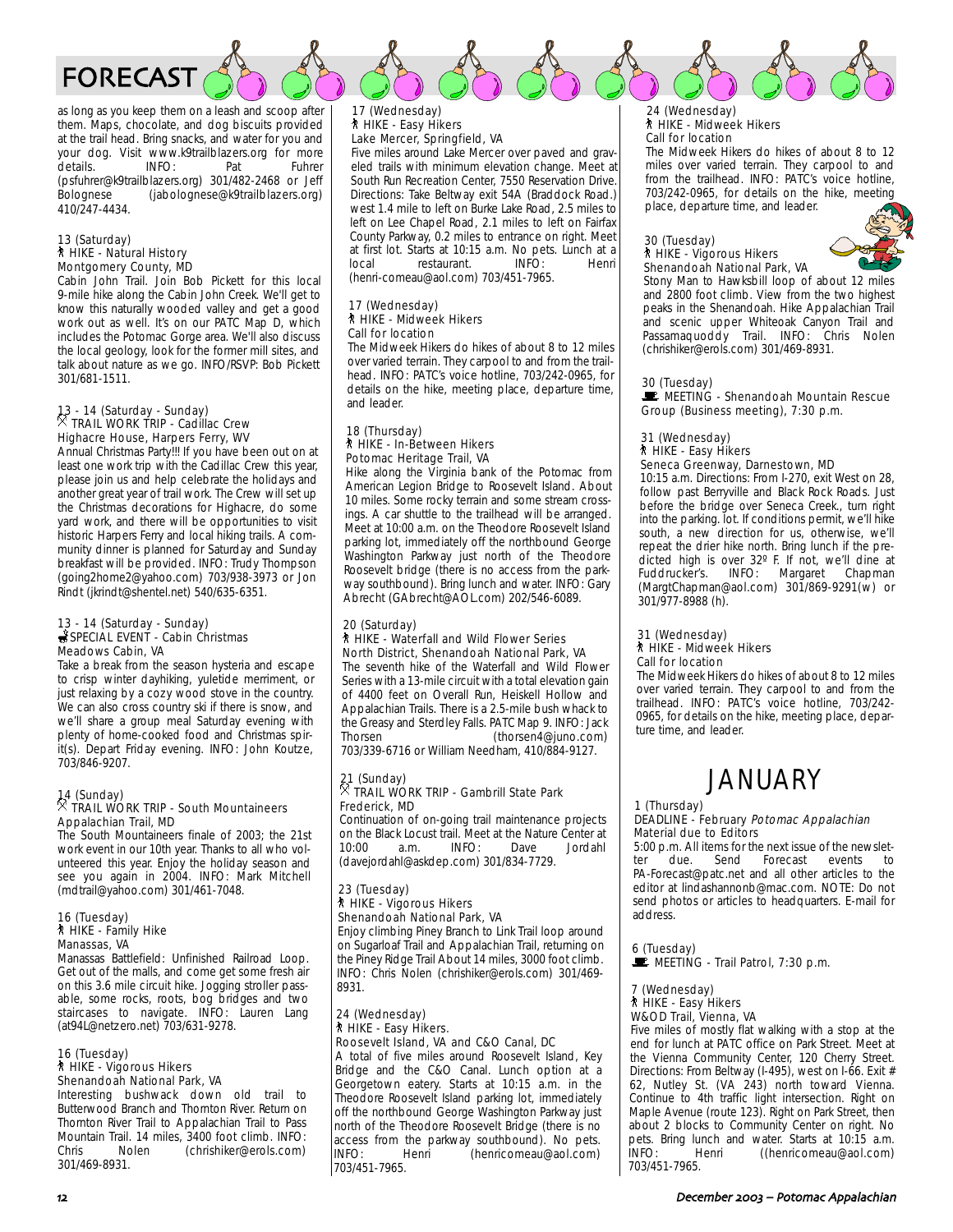# FORECAST

as long as you keep them on a leash and scoop after them. Maps, chocolate, and dog biscuits provided at the trail head. Bring snacks, and water for you and your dog. Visit www.k9trailblazers.org for more details. INFO: Pat Fuhrer (psfuhrer@k9trailblazers.org) 301/482-2468 or Jeff Bolognese (jabolognese@k9trailblazers.org) 410/247-4434.

13 (Saturday)
HIKE - Natural History
Montgomery County, MD
Cabin John Trail. Join Bob Pickett for this local 9-mile hike along the Cabin John Creek. We'll get to know this naturally wooded valley and get a good work out as well. It's on our PATC Map D, which includes the Potomac Gorge area. We'll also discuss the local geology, look for the former mill sites, and talk about nature as we go. INFO/RSVP: Bob Pickett 301/681-1511.

13 - 14 (Saturday - Sunday)
TRAIL WORK TRIP - Cadillac Crew
Highacre House, Harpers Ferry, WV
Annual Christmas Party!!! If you have been out on at least one work trip with the Cadillac Crew this year, please join us and help celebrate the holidays and another great year of trail work. The Crew will set up the Christmas decorations for Highacre, do some yard work, and there will be opportunities to visit historic Harpers Ferry and local hiking trails. A community dinner is planned for Saturday and Sunday breakfast will be provided. INFO: Trudy Thompson (going2home2@yahoo.com) 703/938-3973 or Jon Rindt (jkrindt@shentel.net) 540/635-6351.

13 - 14 (Saturday - Sunday)
SPECIAL EVENT - Cabin Christmas
Meadows Cabin, VA
Take a break from the season hysteria and escape to crisp winter dayhiking, yuletide merriment, or just relaxing by a cozy wood stove in the country. We can also cross country ski if there is snow, and we'll share a group meal Saturday evening with plenty of home-cooked food and Christmas spirit(s). Depart Friday evening. INFO: John Koutze, 703/846-9207.

14 (Sunday)
TRAIL WORK TRIP - South Mountaineers
Appalachian Trail, MD
The South Mountaineers finale of 2003; the 21st work event in our 10th year. Thanks to all who volunteered this year. Enjoy the holiday season and see you again in 2004. INFO: Mark Mitchell (mdtrail@yahoo.com) 301/461-7048.

16 (Tuesday)
HIKE - Family Hike
Manassas, VA
Manassas Battlefield: Unfinished Railroad Loop. Get out of the malls, and come get some fresh air on this 3.6 mile circuit hike. Jogging stroller passable, some rocks, roots, bog bridges and two staircases to navigate. INFO: Lauren Lang (at94L@netzero.net) 703/631-9278.

16 (Tuesday)
HIKE - Vigorous Hikers
Shenandoah National Park, VA
Interesting bushwack down old trail to Butterwood Branch and Thornton River. Return on Thornton River Trail to Appalachian Trail to Pass Mountain Trail. 14 miles, 3400 foot climb. INFO: Chris Nolen (chrishiker@erols.com) 301/469-8931.

17 (Wednesday)
HIKE - Easy Hikers
Lake Mercer, Springfield, VA
Five miles around Lake Mercer over paved and graveled trails with minimum elevation change. Meet at South Run Recreation Center, 7550 Reservation Drive. Directions: Take Beltway exit 54A (Braddock Road.) west 1.4 mile to left on Burke Lake Road, 2.5 miles to left on Lee Chapel Road, 2.1 miles to left on Fairfax County Parkway, 0.2 miles to entrance on right. Meet at first lot. Starts at 10:15 a.m. No pets. Lunch at a local restaurant. INFO: Henri (henri-comeau@aol.com) 703/451-7965.

17 (Wednesday)
HIKE - Midweek Hikers
Call for location
The Midweek Hikers do hikes of about 8 to 12 miles over varied terrain. They carpool to and from the trailhead. INFO: PATC's voice hotline, 703/242-0965, for details on the hike, meeting place, departure time, and leader.

18 (Thursday)
HIKE - In-Between Hikers
Potomac Heritage Trail, VA
Hike along the Virginia bank of the Potomac from American Legion Bridge to Roosevelt Island. About 10 miles. Some rocky terrain and some stream crossings. A car shuttle to the trailhead will be arranged. Meet at 10:00 a.m. on the Theodore Roosevelt Island parking lot, immediately off the northbound George Washington Parkway just north of the Theodore Roosevelt bridge (there is no access from the parkway southbound). Bring lunch and water. INFO: Gary Abrecht (GAbrecht@AOL.com) 202/546-6089.

20 (Saturday)
HIKE - Waterfall and Wild Flower Series
North District, Shenandoah National Park, VA
The seventh hike of the Waterfall and Wild Flower Series with a 13-mile circuit with a total elevation gain of 4400 feet on Overall Run, Heiskell Hollow and Appalachian Trails. There is a 2.5-mile bush whack to the Greasy and Sterdley Falls. PATC Map 9. INFO: Jack Thorsen (thorsen4@juno.com) 703/339-6716 or William Needham, 410/884-9127.

21 (Sunday)
TRAIL WORK TRIP - Gambrill State Park
Frederick, MD
Continuation of on-going trail maintenance projects on the Black Locust trail. Meet at the Nature Center at 10:00 a.m. INFO: Dave Jordahl (davejordahl@askdep.com) 301/834-7729.

23 (Tuesday)
HIKE - Vigorous Hikers
Shenandoah National Park, VA
Enjoy climbing Piney Branch to Link Trail loop around on Sugarloaf Trail and Appalachian Trail, returning on the Piney Ridge Trail About 14 miles, 3000 foot climb. INFO: Chris Nolen (chrishiker@erols.com) 301/469-8931.

24 (Wednesday)
HIKE - Easy Hikers.
Roosevelt Island, VA and C&O Canal, DC
A total of five miles around Roosevelt Island, Key Bridge and the C&O Canal. Lunch option at a Georgetown eatery. Starts at 10:15 a.m. in the Theodore Roosevelt Island parking lot, immediately off the northbound George Washington Parkway just north of the Theodore Roosevelt Bridge (there is no access from the parkway southbound). No pets. INFO: Henri (henricomeau@aol.com) 703/451-7965.

24 (Wednesday)
HIKE - Midweek Hikers
Call for location
The Midweek Hikers do hikes of about 8 to 12 miles over varied terrain. They carpool to and from the trailhead. INFO: PATC's voice hotline, 703/242-0965, for details on the hike, meeting place, departure time, and leader.

30 (Tuesday)
HIKE - Vigorous Hikers
Shenandoah National Park, VA
Stony Man to Hawksbill loop of about 12 miles and 2800 foot climb. View from the two highest peaks in the Shenandoah. Hike Appalachian Trail and scenic upper Whiteoak Canyon Trail and Passamaquoddy Trail. INFO: Chris Nolen (chrishiker@erols.com) 301/469-8931.

30 (Tuesday)
MEETING - Shenandoah Mountain Rescue Group (Business meeting), 7:30 p.m.

31 (Wednesday)
HIKE - Easy Hikers
Seneca Greenway, Darnestown, MD
10:15 a.m. Directions: From I-270, exit West on 28, follow past Berryville and Black Rock Roads. Just before the bridge over Seneca Creek., turn right into the parking. lot. If conditions permit, we'll hike south, a new direction for us, otherwise, we'll repeat the drier hike north. Bring lunch if the predicted high is over 32º F. If not, we'll dine at Fuddrucker's. INFO: Margaret Chapman (MargtChapman@aol.com) 301/869-9291(w) or 301/977-8988 (h).

31 (Wednesday)
HIKE - Midweek Hikers
Call for location
The Midweek Hikers do hikes of about 8 to 12 miles over varied terrain. They carpool to and from the trailhead. INFO: PATC's voice hotline, 703/242-0965, for details on the hike, meeting place, departure time, and leader.

## JANUARY

1 (Thursday)
DEADLINE - February *Potomac Appalachian* Material due to Editors
5:00 p.m. All items for the next issue of the newsletter due. Send Forecast events to PA-Forecast@patc.net and all other articles to the editor at lindashannonb@mac.com. NOTE: Do not send photos or articles to headquarters. E-mail for address.

6 (Tuesday)
MEETING - Trail Patrol, 7:30 p.m.

7 (Wednesday)
HIKE - Easy Hikers
W&OD Trail, Vienna, VA
Five miles of mostly flat walking with a stop at the end for lunch at PATC office on Park Street. Meet at the Vienna Community Center, 120 Cherry Street. Directions: From Beltway (I-495), west on I-66. Exit # 62, Nutley St. (VA 243) north toward Vienna. Continue to 4th traffic light intersection. Right on Maple Avenue (route 123). Right on Park Street, then about 2 blocks to Community Center on right. No pets. Bring lunch and water. Starts at 10:15 a.m. INFO: Henri ((henricomeau@aol.com) 703/451-7965.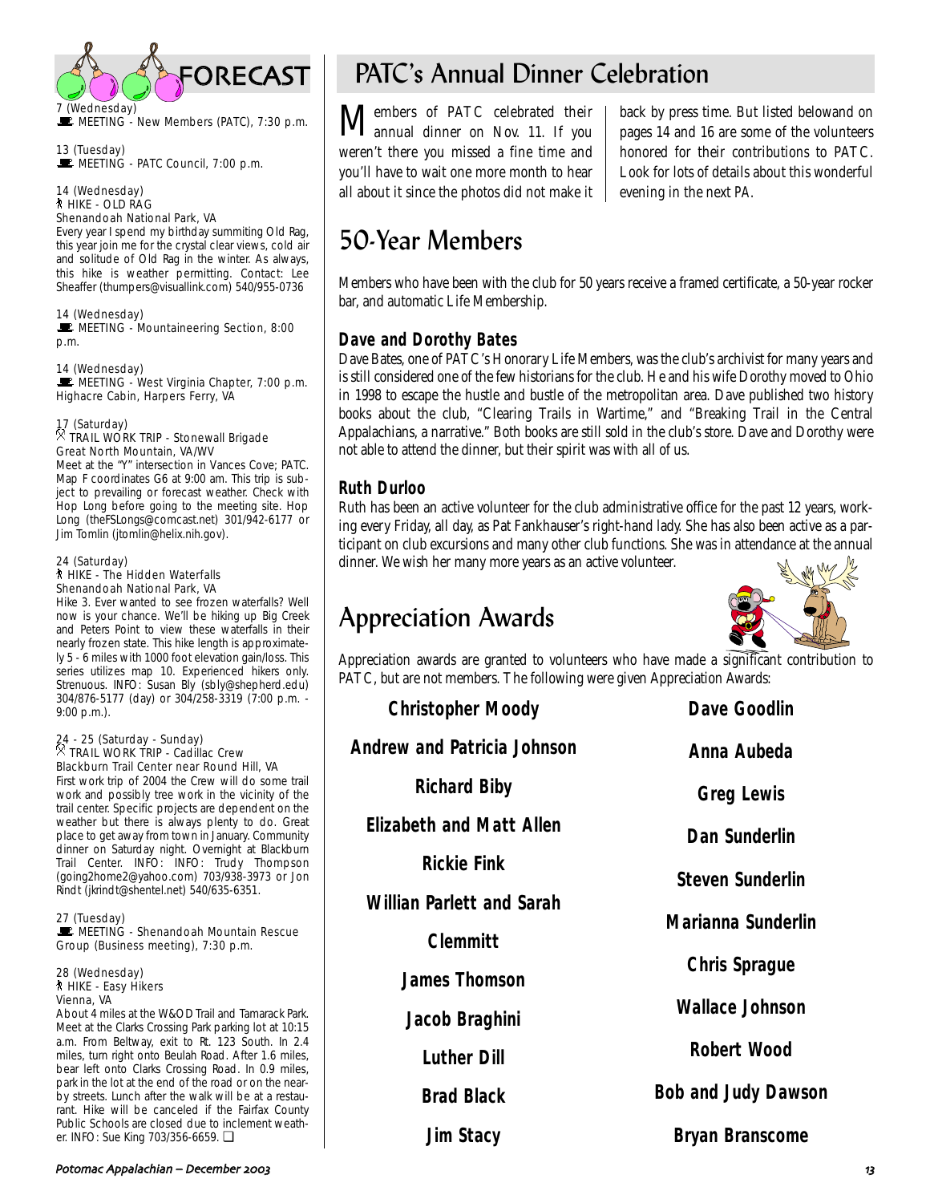## FORECAST

7 (Wednesday)
MEETING - New Members (PATC), 7:30 p.m.

13 (Tuesday)
MEETING - PATC Council, 7:00 p.m.

14 (Wednesday)
HIKE - OLD RAG
Shenandoah National Park, VA
Every year I spend my birthday summiting Old Rag, this year join me for the crystal clear views, cold air and solitude of Old Rag in the winter. As always, this hike is weather permitting. Contact: Lee Sheaffer (thumpers@visuallink.com) 540/955-0736

14 (Wednesday)
MEETING - Mountaineering Section, 8:00 p.m.

14 (Wednesday)
MEETING - West Virginia Chapter, 7:00 p.m. Highacre Cabin, Harpers Ferry, VA

17 (Saturday)
TRAIL WORK TRIP - Stonewall Brigade
Great North Mountain, VA/WV
Meet at the "Y" intersection in Vances Cove; PATC. Map F coordinates G6 at 9:00 am. This trip is subject to prevailing or forecast weather. Check with Hop Long before going to the meeting site. Hop Long (theFSLongs@comcast.net) 301/942-6177 or Jim Tomlin (jtomlin@helix.nih.gov).

24 (Saturday)
HIKE - The Hidden Waterfalls
Shenandoah National Park, VA
Hike 3. Ever wanted to see frozen waterfalls? Well now is your chance. We'll be hiking up Big Creek and Peters Point to view these waterfalls in their nearly frozen state. This hike length is approximately 5 - 6 miles with 1000 foot elevation gain/loss. This series utilizes map 10. Experienced hikers only. Strenuous. INFO: Susan Bly (sbly@shepherd.edu) 304/876-5177 (day) or 304/258-3319 (7:00 p.m. - 9:00 p.m.).

24 - 25 (Saturday - Sunday)
TRAIL WORK TRIP - Cadillac Crew
Blackburn Trail Center near Round Hill, VA
First work trip of 2004 the Crew will do some trail work and possibly tree work in the vicinity of the trail center. Specific projects are dependent on the weather but there is always plenty to do. Great place to get away from town in January. Community dinner on Saturday night. Overnight at Blackburn Trail Center. INFO: INFO: Trudy Thompson (going2home2@yahoo.com) 703/938-3973 or Jon Rindt (jkrindt@shentel.net) 540/635-6351.

27 (Tuesday)
MEETING - Shenandoah Mountain Rescue Group (Business meeting), 7:30 p.m.

28 (Wednesday)
HIKE - Easy Hikers
Vienna, VA
About 4 miles at the W&OD Trail and Tamarack Park. Meet at the Clarks Crossing Park parking lot at 10:15 a.m. From Beltway, exit to Rt. 123 South. In 2.4 miles, turn right onto Beulah Road. After 1.6 miles, bear left onto Clarks Crossing Road. In 0.9 miles, park in the lot at the end of the road or on the nearby streets. Lunch after the walk will be at a restaurant. Hike will be canceled if the Fairfax County Public Schools are closed due to inclement weather. INFO: Sue King 703/356-6659. ❑

# PATC's Annual Dinner Celebration

Members of PATC celebrated their annual dinner on Nov. 11. If you weren't there you missed a fine time and you'll have to wait one more month to hear all about it since the photos did not make it back by press time. But listed belowand on pages 14 and 16 are some of the volunteers honored for their contributions to PATC. Look for lots of details about this wonderful evening in the next PA.

# 50-Year Members

Members who have been with the club for 50 years receive a framed certificate, a 50-year rocker bar, and automatic Life Membership.

### Dave and Dorothy Bates

Dave Bates, one of PATC's Honorary Life Members, was the club's archivist for many years and is still considered one of the few historians for the club. He and his wife Dorothy moved to Ohio in 1998 to escape the hustle and bustle of the metropolitan area. Dave published two history books about the club, "Clearing Trails in Wartime," and "Breaking Trail in the Central Appalachians, a narrative." Both books are still sold in the club's store. Dave and Dorothy were not able to attend the dinner, but their spirit was with all of us.

### Ruth Durloo

Ruth has been an active volunteer for the club administrative office for the past 12 years, working every Friday, all day, as Pat Fankhauser's right-hand lady. She has also been active as a participant on club excursions and many other club functions. She was in attendance at the annual dinner. We wish her many more years as an active volunteer.

# Appreciation Awards

Appreciation awards are granted to volunteers who have made a significant contribution to PATC, but are not members. The following were given Appreciation Awards:

**Christopher Moody**
**Andrew and Patricia Johnson**
**Richard Biby**
**Elizabeth and Matt Allen**
**Rickie Fink**
**Willian Parlett and Sarah Clemmitt**
**James Thomson**
**Jacob Braghini**
**Luther Dill**
**Brad Black**
**Jim Stacy**
**Dave Goodlin**
**Anna Aubeda**
**Greg Lewis**
**Dan Sunderlin**
**Steven Sunderlin**
**Marianna Sunderlin**
**Chris Sprague**
**Wallace Johnson**
**Robert Wood**
**Bob and Judy Dawson**
**Bryan Branscome**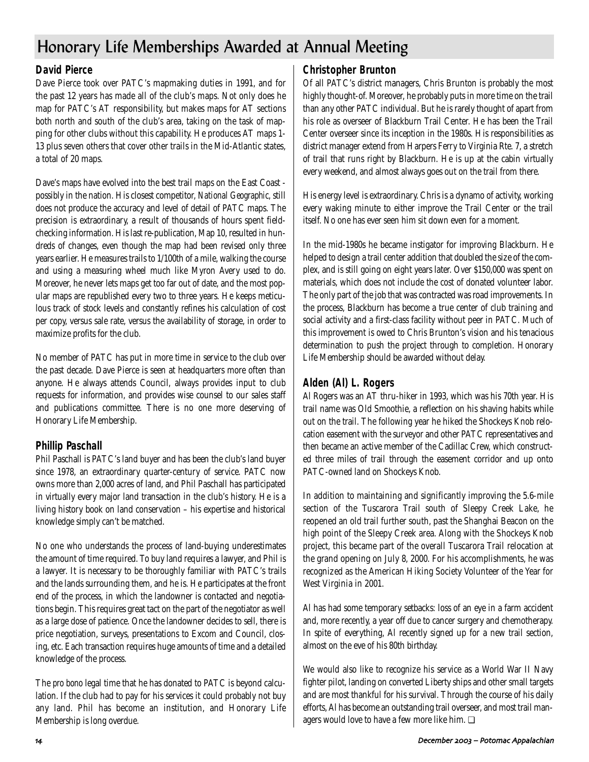# Honorary Life Memberships Awarded at Annual Meeting

## David Pierce

Dave Pierce took over PATC's mapmaking duties in 1991, and for the past 12 years has made all of the club's maps. Not only does he map for PATC's AT responsibility, but makes maps for AT sections both north and south of the club's area, taking on the task of mapping for other clubs without this capability. He produces AT maps 1-13 plus seven others that cover other trails in the Mid-Atlantic states, a total of 20 maps.

Dave's maps have evolved into the best trail maps on the East Coast - possibly in the nation. His closest competitor, *National Geographic*, still does not produce the accuracy and level of detail of PATC maps. The precision is extraordinary, a result of thousands of hours spent field-checking information. His last re-publication, Map 10, resulted in hundreds of changes, even though the map had been revised only three years earlier. He measures trails to 1/100th of a mile, walking the course and using a measuring wheel much like Myron Avery used to do. Moreover, he never lets maps get too far out of date, and the most popular maps are republished every two to three years. He keeps meticulous track of stock levels and constantly refines his calculation of cost per copy, versus sale rate, versus the availability of storage, in order to maximize profits for the club.

No member of PATC has put in more time in service to the club over the past decade. Dave Pierce is seen at headquarters more often than anyone. He always attends Council, always provides input to club requests for information, and provides wise counsel to our sales staff and publications committee. There is no one more deserving of Honorary Life Membership.

## Phillip Paschall

Phil Paschall is PATC's land buyer and has been the club's land buyer since 1978, an extraordinary quarter-century of service. PATC now owns more than 2,000 acres of land, and Phil Paschall has participated in virtually every major land transaction in the club's history. He is a living history book on land conservation – his expertise and historical knowledge simply can't be matched.

No one who understands the process of land-buying underestimates the amount of time required. To buy land requires a lawyer, and Phil is a lawyer. It is necessary to be thoroughly familiar with PATC's trails and the lands surrounding them, and he is. He participates at the front end of the process, in which the landowner is contacted and negotiations begin. This requires great tact on the part of the negotiator as well as a large dose of patience. Once the landowner decides to sell, there is price negotiation, surveys, presentations to Excom and Council, closing, etc. Each transaction requires huge amounts of time and a detailed knowledge of the process.

The *pro bono* legal time that he has donated to PATC is beyond calculation. If the club had to pay for his services it could probably not buy any land. Phil has become an institution, and Honorary Life Membership is long overdue.

## Christopher Brunton

Of all PATC's district managers, Chris Brunton is probably the most highly thought-of. Moreover, he probably puts in more time on the trail than any other PATC individual. But he is rarely thought of apart from his role as overseer of Blackburn Trail Center. He has been the Trail Center overseer since its inception in the 1980s. His responsibilities as district manager extend from Harpers Ferry to Virginia Rte. 7, a stretch of trail that runs right by Blackburn. He is up at the cabin virtually every weekend, and almost always goes out on the trail from there.

His energy level is extraordinary. Chris is a dynamo of activity, working every waking minute to either improve the Trail Center or the trail itself. No one has ever seen him sit down even for a moment.

In the mid-1980s he became instigator for improving Blackburn. He helped to design a trail center addition that doubled the size of the complex, and is still going on eight years later. Over $150,000 was spent on materials, which does not include the cost of donated volunteer labor. The only part of the job that was contracted was road improvements. In the process, Blackburn has become a true center of club training and social activity and a first-class facility without peer in PATC. Much of this improvement is owed to Chris Brunton's vision and his tenacious determination to push the project through to completion. Honorary Life Membership should be awarded without delay.

## Alden (Al) L. Rogers

Al Rogers was an AT thru-hiker in 1993, which was his 70th year. His trail name was Old Smoothie, a reflection on his shaving habits while out on the trail. The following year he hiked the Shockeys Knob relocation easement with the surveyor and other PATC representatives and then became an active member of the Cadillac Crew, which constructed three miles of trail through the easement corridor and up onto PATC-owned land on Shockeys Knob.

In addition to maintaining and significantly improving the 5.6-mile section of the Tuscarora Trail south of Sleepy Creek Lake, he reopened an old trail further south, past the Shanghai Beacon on the high point of the Sleepy Creek area. Along with the Shockeys Knob project, this became part of the overall Tuscarora Trail relocation at the grand opening on July 8, 2000. For his accomplishments, he was recognized as the American Hiking Society Volunteer of the Year for West Virginia in 2001.

Al has had some temporary setbacks: loss of an eye in a farm accident and, more recently, a year off due to cancer surgery and chemotherapy. In spite of everything, Al recently signed up for a new trail section, almost on the eve of his 80th birthday.

We would also like to recognize his service as a World War II Navy fighter pilot, landing on converted Liberty ships and other small targets and are most thankful for his survival. Through the course of his daily efforts, Al has become an outstanding trail overseer, and most trail managers would love to have a few more like him. ❑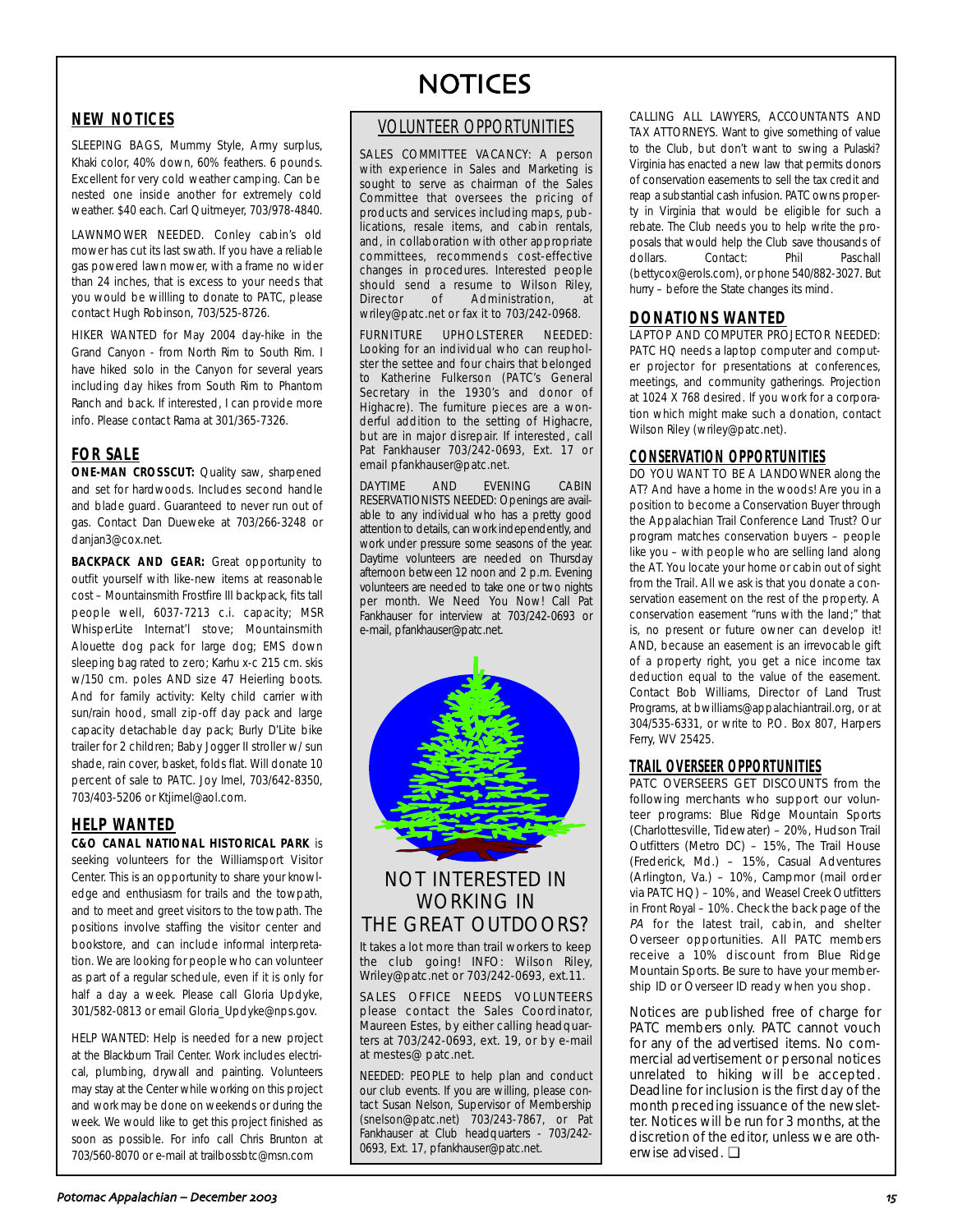# NOTICES

## NEW NOTICES

SLEEPING BAGS, Mummy Style, Army surplus, Khaki color, 40% down, 60% feathers. 6 pounds. Excellent for very cold weather camping. Can be nested one inside another for extremely cold weather. $40 each. Carl Quitmeyer, 703/978-4840.

LAWNMOWER NEEDED. Conley cabin's old mower has cut its last swath. If you have a reliable gas powered lawn mower, with a frame no wider than 24 inches, that is excess to your needs that you would be willling to donate to PATC, please contact Hugh Robinson, 703/525-8726.

HIKER WANTED for May 2004 day-hike in the Grand Canyon - from North Rim to South Rim. I have hiked solo in the Canyon for several years including day hikes from South Rim to Phantom Ranch and back. If interested, I can provide more info. Please contact Rama at 301/365-7326.

## FOR SALE

**ONE-MAN CROSSCUT:** Quality saw, sharpened and set for hardwoods. Includes second handle and blade guard. Guaranteed to never run out of gas. Contact Dan Dueweke at 703/266-3248 or danjan3@cox.net.

**BACKPACK AND GEAR:** Great opportunity to outfit yourself with like-new items at reasonable cost – Mountainsmith Frostfire III backpack, fits tall people well, 6037-7213 c.i. capacity; MSR WhisperLite Internat'l stove; Mountainsmith Alouette dog pack for large dog; EMS down sleeping bag rated to zero; Karhu x-c 215 cm. skis w/150 cm. poles AND size 47 Heierling boots. And for family activity: Kelty child carrier with sun/rain hood, small zip-off day pack and large capacity detachable day pack; Burly D'Lite bike trailer for 2 children; Baby Jogger II stroller w/ sun shade, rain cover, basket, folds flat. Will donate 10 percent of sale to PATC. Joy Imel, 703/642-8350, 703/403-5206 or Ktjimel@aol.com.

## HELP WANTED

**C&O CANAL NATIONAL HISTORICAL PARK** is seeking volunteers for the Williamsport Visitor Center. This is an opportunity to share your knowledge and enthusiasm for trails and the towpath, and to meet and greet visitors to the towpath. The positions involve staffing the visitor center and bookstore, and can include informal interpretation. We are looking for people who can volunteer as part of a regular schedule, even if it is only for half a day a week. Please call Gloria Updyke, 301/582-0813 or email Gloria_Updyke@nps.gov.

HELP WANTED: Help is needed for a new project at the Blackburn Trail Center. Work includes electrical, plumbing, drywall and painting. Volunteers may stay at the Center while working on this project and work may be done on weekends or during the week. We would like to get this project finished as soon as possible. For info call Chris Brunton at 703/560-8070 or e-mail at trailbossbtc@msn.com

## VOLUNTEER OPPORTUNITIES

SALES COMMITTEE VACANCY: A person with experience in Sales and Marketing is sought to serve as chairman of the Sales Committee that oversees the pricing of products and services including maps, publications, resale items, and cabin rentals, and, in collaboration with other appropriate committees, recommends cost-effective changes in procedures. Interested people should send a resume to Wilson Riley, Director of Administration, at wriley@patc.net or fax it to 703/242-0968.

FURNITURE UPHOLSTERER NEEDED: Looking for an individual who can reupholster the settee and four chairs that belonged to Katherine Fulkerson (PATC's General Secretary in the 1930's and donor of Highacre). The furniture pieces are a wonderful addition to the setting of Highacre, but are in major disrepair. If interested, call Pat Fankhauser 703/242-0693, Ext. 17 or email pfankhauser@patc.net.

DAYTIME AND EVENING CABIN RESERVATIONISTS NEEDED: Openings are available to any individual who has a pretty good attention to details, can work independently, and work under pressure some seasons of the year. Daytime volunteers are needed on Thursday afternoon between 12 noon and 2 p.m. Evening volunteers are needed to take one or two nights per month. We Need You Now! Call Pat Fankhauser for interview at 703/242-0693 or e-mail, pfankhauser@patc.net.

### NOT INTERESTED IN WORKING IN THE GREAT OUTDOORS?

It takes a lot more than trail workers to keep the club going! INFO: Wilson Riley, Wriley@patc.net or 703/242-0693, ext.11.

SALES OFFICE NEEDS VOLUNTEERS please contact the Sales Coordinator, Maureen Estes, by either calling headquarters at 703/242-0693, ext. 19, or by e-mail at mestes@ patc.net.

NEEDED: PEOPLE to help plan and conduct our club events. If you are willing, please contact Susan Nelson, Supervisor of Membership (snelson@patc.net) 703/243-7867, or Pat Fankhauser at Club headquarters - 703/242-0693, Ext. 17, pfankhauser@patc.net.

CALLING ALL LAWYERS, ACCOUNTANTS AND TAX ATTORNEYS. Want to give something of value to the Club, but don't want to swing a Pulaski? Virginia has enacted a new law that permits donors of conservation easements to sell the tax credit and reap a substantial cash infusion. PATC owns property in Virginia that would be eligible for such a rebate. The Club needs you to help write the proposals that would help the Club save thousands of dollars. Contact: Phil Paschall (bettycox@erols.com), or phone 540/882-3027. But hurry – before the State changes its mind.

## DONATIONS WANTED

LAPTOP AND COMPUTER PROJECTOR NEEDED: PATC HQ needs a laptop computer and computer projector for presentations at conferences, meetings, and community gatherings. Projection at 1024 X 768 desired. If you work for a corporation which might make such a donation, contact Wilson Riley (wriley@patc.net).

## CONSERVATION OPPORTUNITIES

DO YOU WANT TO BE A LANDOWNER along the AT? And have a home in the woods! Are you in a position to become a Conservation Buyer through the Appalachian Trail Conference Land Trust? Our program matches conservation buyers – people like you – with people who are selling land along the AT. You locate your home or cabin out of sight from the Trail. All we ask is that you donate a conservation easement on the rest of the property. A conservation easement "runs with the land;" that is, no present or future owner can develop it! AND, because an easement is an irrevocable gift of a property right, you get a nice income tax deduction equal to the value of the easement. Contact Bob Williams, Director of Land Trust Programs, at bwilliams@appalachiantrail.org, or at 304/535-6331, or write to P.O. Box 807, Harpers Ferry, WV 25425.

## TRAIL OVERSEER OPPORTUNITIES

PATC OVERSEERS GET DISCOUNTS from the following merchants who support our volunteer programs: Blue Ridge Mountain Sports (Charlottesville, Tidewater) – 20%, Hudson Trail Outfitters (Metro DC) – 15%, The Trail House (Frederick, Md.) – 15%, Casual Adventures (Arlington, Va.) – 10%, Campmor (mail order via PATC HQ) – 10%, and Weasel Creek Outfitters in Front Royal – 10%. Check the back page of the *PA* for the latest trail, cabin, and shelter Overseer opportunities. All PATC members receive a 10% discount from Blue Ridge Mountain Sports. Be sure to have your membership ID or Overseer ID ready when you shop.

Notices are published free of charge for PATC members only. PATC cannot vouch for any of the advertised items. No commercial advertisement or personal notices unrelated to hiking will be accepted. Deadline for inclusion is the first day of the month preceding issuance of the newsletter. Notices will be run for 3 months, at the discretion of the editor, unless we are otherwise advised. ❑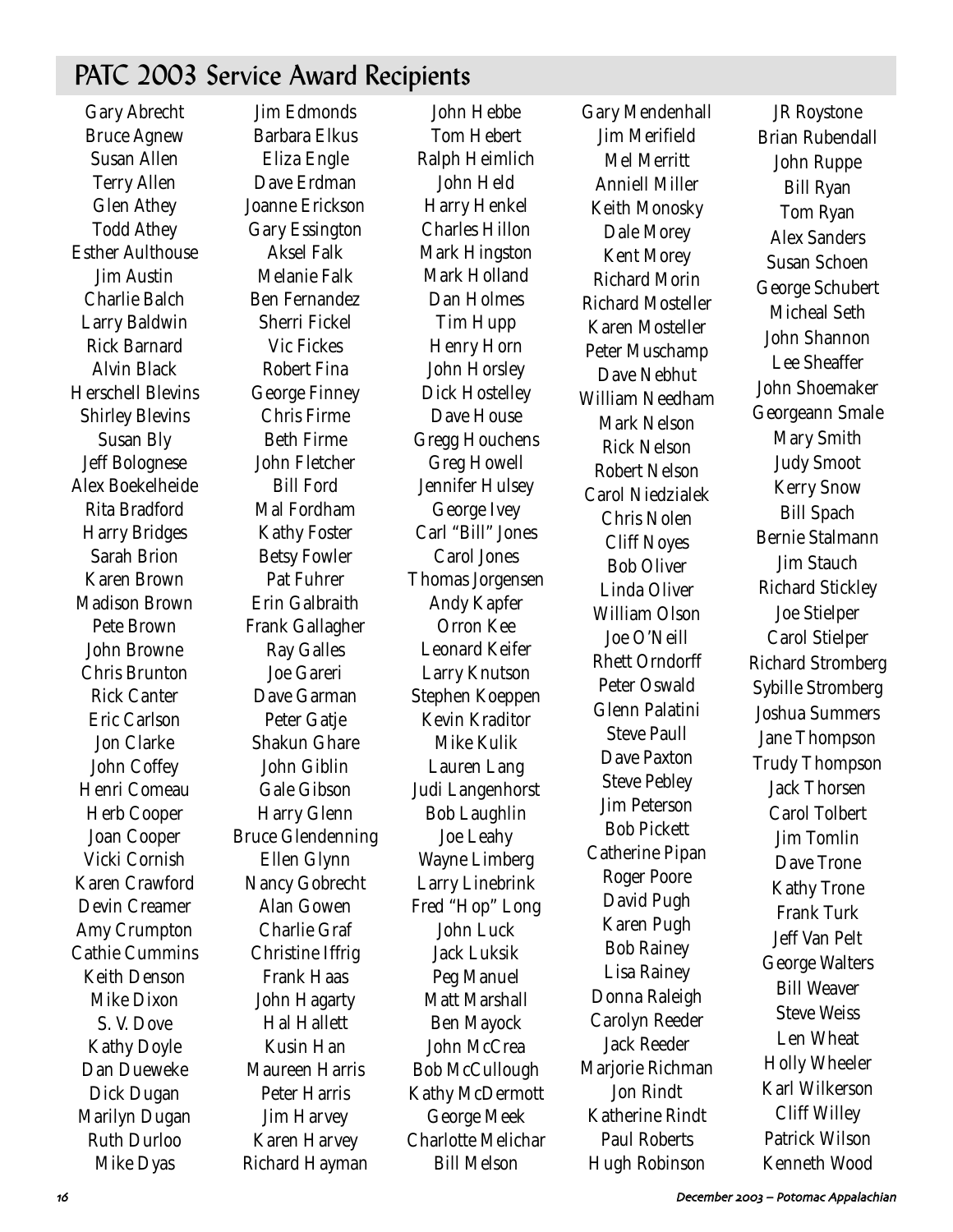## PATC 2003 Service Award Recipients

Gary Abrecht
Bruce Agnew
Susan Allen
Terry Allen
Glen Athey
Todd Athey
Esther Aulthouse
Jim Austin
Charlie Balch
Larry Baldwin
Rick Barnard
Alvin Black
Herschell Blevins
Shirley Blevins
Susan Bly
Jeff Bolognese
Alex Boekelheide
Rita Bradford
Harry Bridges
Sarah Brion
Karen Brown
Madison Brown
Pete Brown
John Browne
Chris Brunton
Rick Canter
Eric Carlson
Jon Clarke
John Coffey
Henri Comeau
Herb Cooper
Joan Cooper
Vicki Cornish
Karen Crawford
Devin Creamer
Amy Crumpton
Cathie Cummins
Keith Denson
Mike Dixon
S. V. Dove
Kathy Doyle
Dan Dueweke
Dick Dugan
Marilyn Dugan
Ruth Durloo
Mike Dyas
Jim Edmonds
Barbara Elkus
Eliza Engle
Dave Erdman
Joanne Erickson
Gary Essington
Aksel Falk
Melanie Falk
Ben Fernandez
Sherri Fickel
Vic Fickes
Robert Fina
George Finney
Chris Firme
Beth Firme
John Fletcher
Bill Ford
Mal Fordham
Kathy Foster
Betsy Fowler
Pat Fuhrer
Erin Galbraith
Frank Gallagher
Ray Galles
Joe Gareri
Dave Garman
Peter Gatje
Shakun Ghare
John Giblin
Gale Gibson
Harry Glenn
Bruce Glendenning
Ellen Glynn
Nancy Gobrecht
Alan Gowen
Charlie Graf
Christine Iffrig
Frank Haas
John Hagarty
Hal Hallett
Kusin Han
Maureen Harris
Peter Harris
Jim Harvey
Karen Harvey
Richard Hayman
John Hebbe
Tom Hebert
Ralph Heimlich
John Held
Harry Henkel
Charles Hillon
Mark Hingston
Mark Holland
Dan Holmes
Tim Hupp
Henry Horn
John Horsley
Dick Hostelley
Dave House
Gregg Houchens
Greg Howell
Jennifer Hulsey
George Ivey
Carl "Bill" Jones
Carol Jones
Thomas Jorgensen
Andy Kapfer
Orron Kee
Leonard Keifer
Larry Knutson
Stephen Koeppen
Kevin Kraditor
Mike Kulik
Lauren Lang
Judi Langenhorst
Bob Laughlin
Joe Leahy
Wayne Limberg
Larry Linebrink
Fred "Hop" Long
John Luck
Jack Luksik
Peg Manuel
Matt Marshall
Ben Mayock
John McCrea
Bob McCullough
Kathy McDermott
George Meek
Charlotte Melichar
Bill Melson
Gary Mendenhall
Jim Merifield
Mel Merritt
Anniell Miller
Keith Monosky
Dale Morey
Kent Morey
Richard Morin
Richard Mosteller
Karen Mosteller
Peter Muschamp
Dave Nebhut
William Needham
Mark Nelson
Rick Nelson
Robert Nelson
Carol Niedzialek
Chris Nolen
Cliff Noyes
Bob Oliver
Linda Oliver
William Olson
Joe O'Neill
Rhett Orndorff
Peter Oswald
Glenn Palatini
Steve Paull
Dave Paxton
Steve Pebley
Jim Peterson
Bob Pickett
Catherine Pipan
Roger Poore
David Pugh
Karen Pugh
Bob Rainey
Lisa Rainey
Donna Raleigh
Carolyn Reeder
Jack Reeder
Marjorie Richman
Jon Rindt
Katherine Rindt
Paul Roberts
Hugh Robinson
JR Roystone
Brian Rubendall
John Ruppe
Bill Ryan
Tom Ryan
Alex Sanders
Susan Schoen
George Schubert
Micheal Seth
John Shannon
Lee Sheaffer
John Shoemaker
Georgeann Smale
Mary Smith
Judy Smoot
Kerry Snow
Bill Spach
Bernie Stalmann
Jim Stauch
Richard Stickley
Joe Stielper
Carol Stielper
Richard Stromberg
Sybille Stromberg
Joshua Summers
Jane Thompson
Trudy Thompson
Jack Thorsen
Carol Tolbert
Jim Tomlin
Dave Trone
Kathy Trone
Frank Turk
Jeff Van Pelt
George Walters
Bill Weaver
Steve Weiss
Len Wheat
Holly Wheeler
Karl Wilkerson
Cliff Willey
Patrick Wilson
Kenneth Wood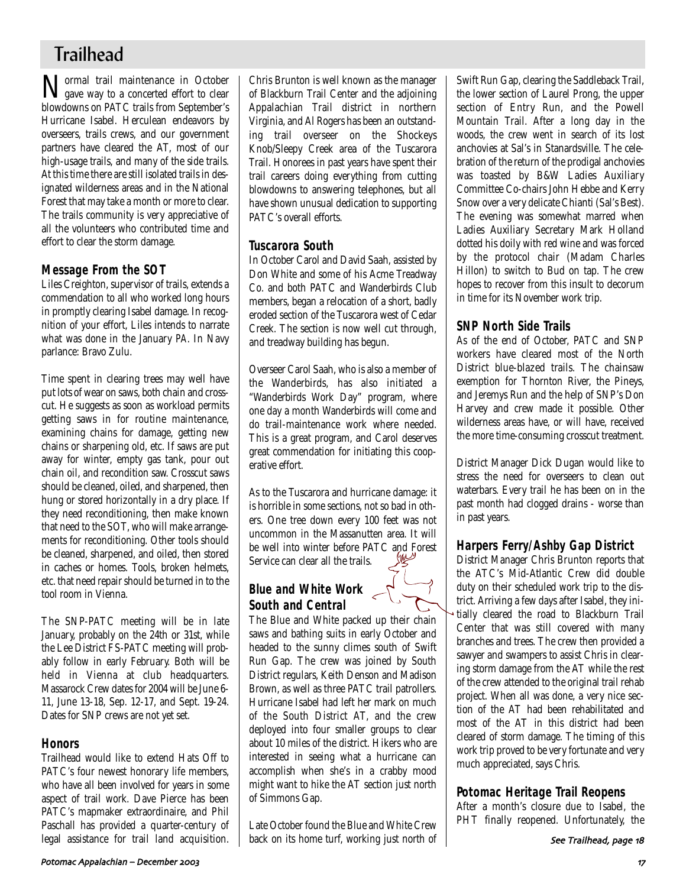# Trailhead

Normal trail maintenance in October gave way to a concerted effort to clear blowdowns on PATC trails from September's Hurricane Isabel. Herculean endeavors by overseers, trails crews, and our government partners have cleared the AT, most of our high-usage trails, and many of the side trails. At this time there are still isolated trails in designated wilderness areas and in the National Forest that may take a month or more to clear. The trails community is very appreciative of all the volunteers who contributed time and effort to clear the storm damage.

## Message From the SOT

Liles Creighton, supervisor of trails, extends a commendation to all who worked long hours in promptly clearing Isabel damage. In recognition of your effort, Liles intends to narrate what was done in the January *PA*. In Navy parlance: Bravo Zulu.

Time spent in clearing trees may well have put lots of wear on saws, both chain and crosscut. He suggests as soon as workload permits getting saws in for routine maintenance, examining chains for damage, getting new chains or sharpening old, etc. If saws are put away for winter, empty gas tank, pour out chain oil, and recondition saw. Crosscut saws should be cleaned, oiled, and sharpened, then hung or stored horizontally in a dry place. If they need reconditioning, then make known that need to the SOT, who will make arrangements for reconditioning. Other tools should be cleaned, sharpened, and oiled, then stored in caches or homes. Tools, broken helmets, etc. that need repair should be turned in to the tool room in Vienna.

The SNP-PATC meeting will be in late January, probably on the 24th or 31st, while the Lee District FS-PATC meeting will probably follow in early February. Both will be held in Vienna at club headquarters. Massarock Crew dates for 2004 will be June 6-11, June 13-18, Sep. 12-17, and Sept. 19-24. Dates for SNP crews are not yet set.

## Honors

Trailhead would like to extend Hats Off to PATC's four newest honorary life members, who have all been involved for years in some aspect of trail work. Dave Pierce has been PATC's mapmaker extraordinaire, and Phil Paschall has provided a quarter-century of legal assistance for trail land acquisition. Chris Brunton is well known as the manager of Blackburn Trail Center and the adjoining Appalachian Trail district in northern Virginia, and Al Rogers has been an outstanding trail overseer on the Shockeys Knob/Sleepy Creek area of the Tuscarora Trail. Honorees in past years have spent their trail careers doing everything from cutting blowdowns to answering telephones, but all have shown unusual dedication to supporting PATC's overall efforts.

## Tuscarora South

In October Carol and David Saah, assisted by Don White and some of his Acme Treadway Co. and both PATC and Wanderbirds Club members, began a relocation of a short, badly eroded section of the Tuscarora west of Cedar Creek. The section is now well cut through, and treadway building has begun.

Overseer Carol Saah, who is also a member of the Wanderbirds, has also initiated a "Wanderbirds Work Day" program, where one day a month Wanderbirds will come and do trail-maintenance work where needed. This is a great program, and Carol deserves great commendation for initiating this cooperative effort.

As to the Tuscarora and hurricane damage: it is horrible in some sections, not so bad in others. One tree down every 100 feet was not uncommon in the Massanutten area. It will be well into winter before PATC and Forest Service can clear all the trails.

## Blue and White Work South and Central

The Blue and White packed up their chain saws and bathing suits in early October and headed to the sunny climes south of Swift Run Gap. The crew was joined by South District regulars, Keith Denson and Madison Brown, as well as three PATC trail patrollers. Hurricane Isabel had left her mark on much of the South District AT, and the crew deployed into four smaller groups to clear about 10 miles of the district. Hikers who are interested in seeing what a hurricane can accomplish when she's in a crabby mood might want to hike the AT section just north of Simmons Gap.

Late October found the Blue and White Crew back on its home turf, working just north of Swift Run Gap, clearing the Saddleback Trail, the lower section of Laurel Prong, the upper section of Entry Run, and the Powell Mountain Trail. After a long day in the woods, the crew went in search of its lost anchovies at Sal's in Stanardsville. The celebration of the return of the prodigal anchovies was toasted by B&W Ladies Auxiliary Committee Co-chairs John Hebbe and Kerry Snow over a very delicate Chianti (Sal's Best). The evening was somewhat marred when Ladies Auxiliary Secretary Mark Holland dotted his doily with red wine and was forced by the protocol chair (Madam Charles Hillon) to switch to Bud on tap. The crew hopes to recover from this insult to decorum in time for its November work trip.

## SNP North Side Trails

As of the end of October, PATC and SNP workers have cleared most of the North District blue-blazed trails. The chainsaw exemption for Thornton River, the Pineys, and Jeremys Run and the help of SNP's Don Harvey and crew made it possible. Other wilderness areas have, or will have, received the more time-consuming crosscut treatment.

District Manager Dick Dugan would like to stress the need for overseers to clean out waterbars. Every trail he has been on in the past month had clogged drains - worse than in past years.

## Harpers Ferry/Ashby Gap District

District Manager Chris Brunton reports that the ATC's Mid-Atlantic Crew did double duty on their scheduled work trip to the district. Arriving a few days after Isabel, they initially cleared the road to Blackburn Trail Center that was still covered with many branches and trees. The crew then provided a sawyer and swampers to assist Chris in clearing storm damage from the AT while the rest of the crew attended to the original trail rehab project. When all was done, a very nice section of the AT had been rehabilitated and most of the AT in this district had been cleared of storm damage. The timing of this work trip proved to be very fortunate and very much appreciated, says Chris.

## Potomac Heritage Trail Reopens

After a month's closure due to Isabel, the PHT finally reopened. Unfortunately, the

*See Trailhead, page 18*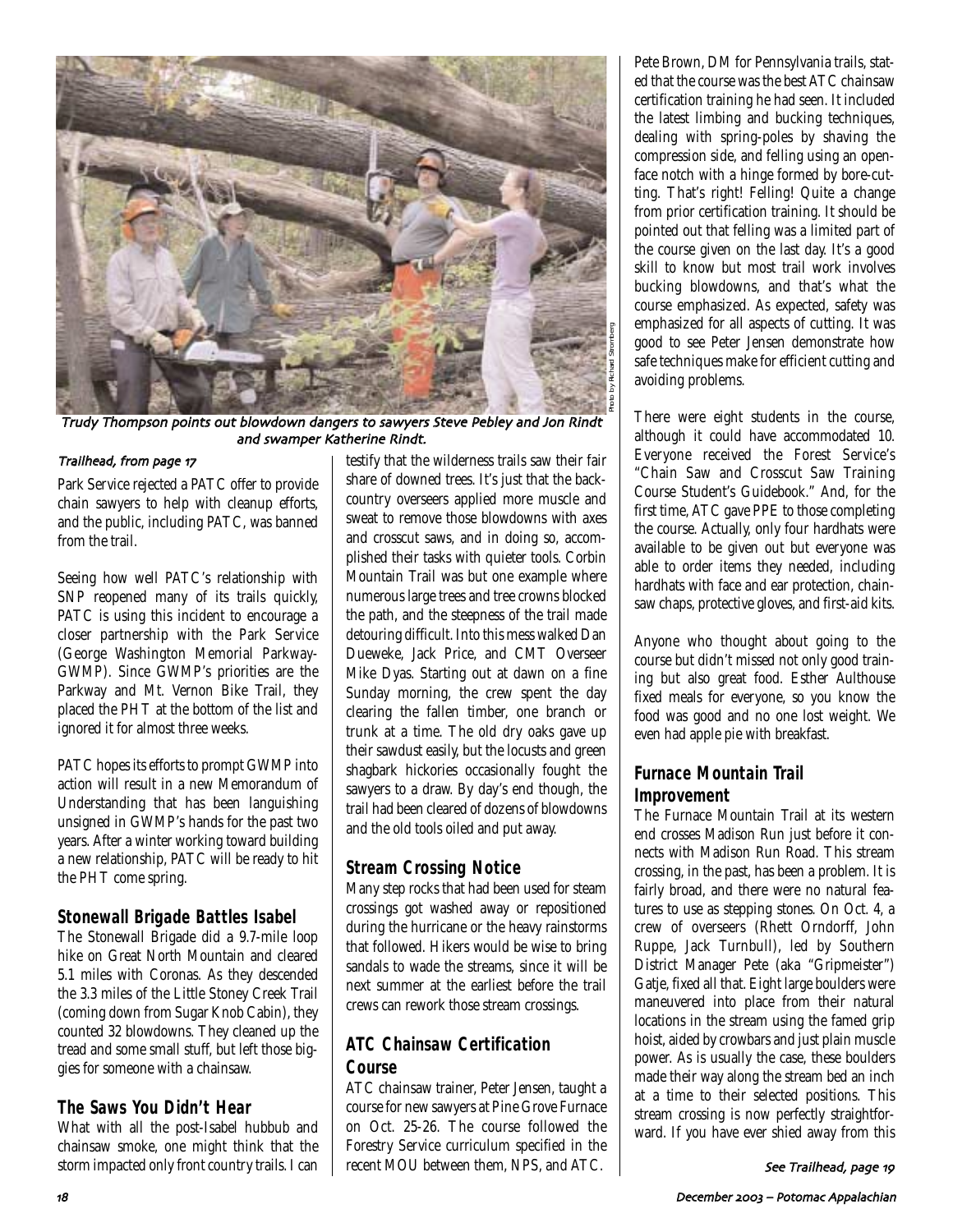*Trudy Thompson points out blowdown dangers to sawyers Steve Pebley and Jon Rindt and swamper Katherine Rindt.*

Photo by Richard Stromberg

*Trailhead, from page 17*

Park Service rejected a PATC offer to provide chain sawyers to help with cleanup efforts, and the public, including PATC, was banned from the trail.

Seeing how well PATC's relationship with SNP reopened many of its trails quickly, PATC is using this incident to encourage a closer partnership with the Park Service (George Washington Memorial Parkway-GWMP). Since GWMP's priorities are the Parkway and Mt. Vernon Bike Trail, they placed the PHT at the bottom of the list and ignored it for almost three weeks.

PATC hopes its efforts to prompt GWMP into action will result in a new Memorandum of Understanding that has been languishing unsigned in GWMP's hands for the past two years. After a winter working toward building a new relationship, PATC will be ready to hit the PHT come spring.

## Stonewall Brigade Battles Isabel

The Stonewall Brigade did a 9.7-mile loop hike on Great North Mountain and cleared 5.1 miles with Coronas. As they descended the 3.3 miles of the Little Stoney Creek Trail (coming down from Sugar Knob Cabin), they counted 32 blowdowns. They cleaned up the tread and some small stuff, but left those biggies for someone with a chainsaw.

## The Saws You Didn't Hear

What with all the post-Isabel hubbub and chainsaw smoke, one might think that the storm impacted only front country trails. I can testify that the wilderness trails saw their fair share of downed trees. It's just that the backcountry overseers applied more muscle and sweat to remove those blowdowns with axes and crosscut saws, and in doing so, accomplished their tasks with quieter tools. Corbin Mountain Trail was but one example where numerous large trees and tree crowns blocked the path, and the steepness of the trail made detouring difficult. Into this mess walked Dan Dueweke, Jack Price, and CMT Overseer Mike Dyas. Starting out at dawn on a fine Sunday morning, the crew spent the day clearing the fallen timber, one branch or trunk at a time. The old dry oaks gave up their sawdust easily, but the locusts and green shagbark hickories occasionally fought the sawyers to a draw. By day's end though, the trail had been cleared of dozens of blowdowns and the old tools oiled and put away.

## Stream Crossing Notice

Many step rocks that had been used for steam crossings got washed away or repositioned during the hurricane or the heavy rainstorms that followed. Hikers would be wise to bring sandals to wade the streams, since it will be next summer at the earliest before the trail crews can rework those stream crossings.

## ATC Chainsaw Certification Course

ATC chainsaw trainer, Peter Jensen, taught a course for new sawyers at Pine Grove Furnace on Oct. 25-26. The course followed the Forestry Service curriculum specified in the recent MOU between them, NPS, and ATC. Pete Brown, DM for Pennsylvania trails, stated that the course was the best ATC chainsaw certification training he had seen. It included the latest limbing and bucking techniques, dealing with spring-poles by shaving the compression side, and felling using an open-face notch with a hinge formed by bore-cutting. That's right! Felling! Quite a change from prior certification training. It should be pointed out that felling was a limited part of the course given on the last day. It's a good skill to know but most trail work involves bucking blowdowns, and that's what the course emphasized. As expected, safety was emphasized for all aspects of cutting. It was good to see Peter Jensen demonstrate how safe techniques make for efficient cutting and avoiding problems.

There were eight students in the course, although it could have accommodated 10. Everyone received the Forest Service's "Chain Saw and Crosscut Saw Training Course Student's Guidebook." And, for the first time, ATC gave PPE to those completing the course. Actually, only four hardhats were available to be given out but everyone was able to order items they needed, including hardhats with face and ear protection, chainsaw chaps, protective gloves, and first-aid kits.

Anyone who thought about going to the course but didn't missed not only good training but also great food. Esther Aulthouse fixed meals for everyone, so you know the food was good and no one lost weight. We even had apple pie with breakfast.

## Furnace Mountain Trail Improvement

The Furnace Mountain Trail at its western end crosses Madison Run just before it connects with Madison Run Road. This stream crossing, in the past, has been a problem. It is fairly broad, and there were no natural features to use as stepping stones. On Oct. 4, a crew of overseers (Rhett Orndorff, John Ruppe, Jack Turnbull), led by Southern District Manager Pete (aka "Gripmeister") Gatje, fixed all that. Eight large boulders were maneuvered into place from their natural locations in the stream using the famed grip hoist, aided by crowbars and just plain muscle power. As is usually the case, these boulders made their way along the stream bed an inch at a time to their selected positions. This stream crossing is now perfectly straightforward. If you have ever shied away from this

*See Trailhead, page 19*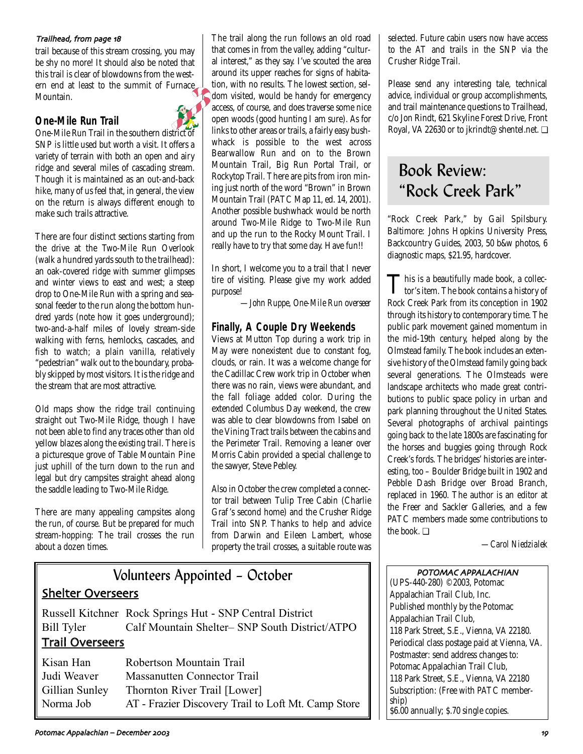*Trailhead, from page 18*

trail because of this stream crossing, you may be shy no more! It should also be noted that this trail is clear of blowdowns from the western end at least to the summit of Furnace Mountain.

### One-Mile Run Trail

One-Mile Run Trail in the southern district of SNP is little used but worth a visit. It offers a variety of terrain with both an open and airy ridge and several miles of cascading stream. Though it is maintained as an out-and-back hike, many of us feel that, in general, the view on the return is always different enough to make such trails attractive.

There are four distinct sections starting from the drive at the Two-Mile Run Overlook (walk a hundred yards south to the trailhead): an oak-covered ridge with summer glimpses and winter views to east and west; a steep drop to One-Mile Run with a spring and seasonal feeder to the run along the bottom hundred yards (note how it goes underground); two-and-a-half miles of lovely stream-side walking with ferns, hemlocks, cascades, and fish to watch; a plain vanilla, relatively "pedestrian" walk out to the boundary, probably skipped by most visitors. It is the ridge and the stream that are most attractive.

Old maps show the ridge trail continuing straight out Two-Mile Ridge, though I have not been able to find any traces other than old yellow blazes along the existing trail. There is a picturesque grove of Table Mountain Pine just uphill of the turn down to the run and legal but dry campsites straight ahead along the saddle leading to Two-Mile Ridge.

There are many appealing campsites along the run, of course. But be prepared for much stream-hopping: The trail crosses the run about a dozen times.

The trail along the run follows an old road that comes in from the valley, adding "cultural interest," as they say. I've scouted the area around its upper reaches for signs of habitation, with no results. The lowest section, seldom visited, would be handy for emergency access, of course, and does traverse some nice open woods (good hunting I am sure). As for links to other areas or trails, a fairly easy bushwhack is possible to the west across Bearwallow Run and on to the Brown Mountain Trail, Big Run Portal Trail, or Rockytop Trail. There are pits from iron mining just north of the word "Brown" in Brown Mountain Trail (PATC Map 11, ed. 14, 2001). Another possible bushwhack would be north around Two-Mile Ridge to Two-Mile Run and up the run to the Rocky Mount Trail. I really have to try that some day. Have fun!!

In short, I welcome you to a trail that I never tire of visiting. Please give my work added purpose!

*—John Ruppe, One-Mile Run overseer*

### Finally, A Couple Dry Weekends

Views at Mutton Top during a work trip in May were nonexistent due to constant fog, clouds, or rain. It was a welcome change for the Cadillac Crew work trip in October when there was no rain, views were abundant, and the fall foliage added color. During the extended Columbus Day weekend, the crew was able to clear blowdowns from Isabel on the Vining Tract trails between the cabins and the Perimeter Trail. Removing a leaner over Morris Cabin provided a special challenge to the sawyer, Steve Pebley.

Also in October the crew completed a connector trail between Tulip Tree Cabin (Charlie Graf's second home) and the Crusher Ridge Trail into SNP. Thanks to help and advice from Darwin and Eileen Lambert, whose property the trail crosses, a suitable route was selected. Future cabin users now have access to the AT and trails in the SNP via the Crusher Ridge Trail.

Please send any interesting tale, technical advice, individual or group accomplishments, and trail maintenance questions to Trailhead, c/o Jon Rindt, 621 Skyline Forest Drive, Front Royal, VA 22630 or to jkrindt@shentel.net. ❑

## Book Review: "Rock Creek Park"

"Rock Creek Park," by Gail Spilsbury. Baltimore: Johns Hopkins University Press, Backcountry Guides, 2003, 50 b&w photos, 6 diagnostic maps, $21.95, hardcover.

This is a beautifully made book, a collector's item. The book contains a history of Rock Creek Park from its conception in 1902 through its history to contemporary time. The public park movement gained momentum in the mid-19th century, helped along by the Olmstead family. The book includes an extensive history of the Olmstead family going back several generations. The Olmsteads were landscape architects who made great contributions to public space policy in urban and park planning throughout the United States. Several photographs of archival paintings going back to the late 1800s are fascinating for the horses and buggies going through Rock Creek's fords. The bridges' histories are interesting, too – Boulder Bridge built in 1902 and Pebble Dash Bridge over Broad Branch, replaced in 1960. The author is an editor at the Freer and Sackler Galleries, and a few PATC members made some contributions to the book. ❑

*—Carol Niedzialek*

## Volunteers Appointed – October

### Shelter Overseers

| | |
|---|---|
| Russell Kitchner | Rock Springs Hut - SNP Central District |
| Bill Tyler | Calf Mountain Shelter– SNP South District/ATPO |

### Trail Overseers

| | |
|---|---|
| Kisan Han | Robertson Mountain Trail |
| Judi Weaver | Massanutten Connector Trail |
| Gillian Sunley | Thornton River Trail [Lower] |
| Norma Job | AT - Frazier Discovery Trail to Loft Mt. Camp Store |

**POTOMAC APPALACHIAN**
(UPS-440-280) ©2003, Potomac Appalachian Trail Club, Inc.
Published monthly by the Potomac Appalachian Trail Club,
118 Park Street, S.E., Vienna, VA 22180.
Periodical class postage paid at Vienna, VA.
Postmaster: send address changes to:
Potomac Appalachian Trail Club,
118 Park Street, S.E., Vienna, VA 22180
Subscription: (Free with PATC membership)
$6.00 annually; $.70 single copies.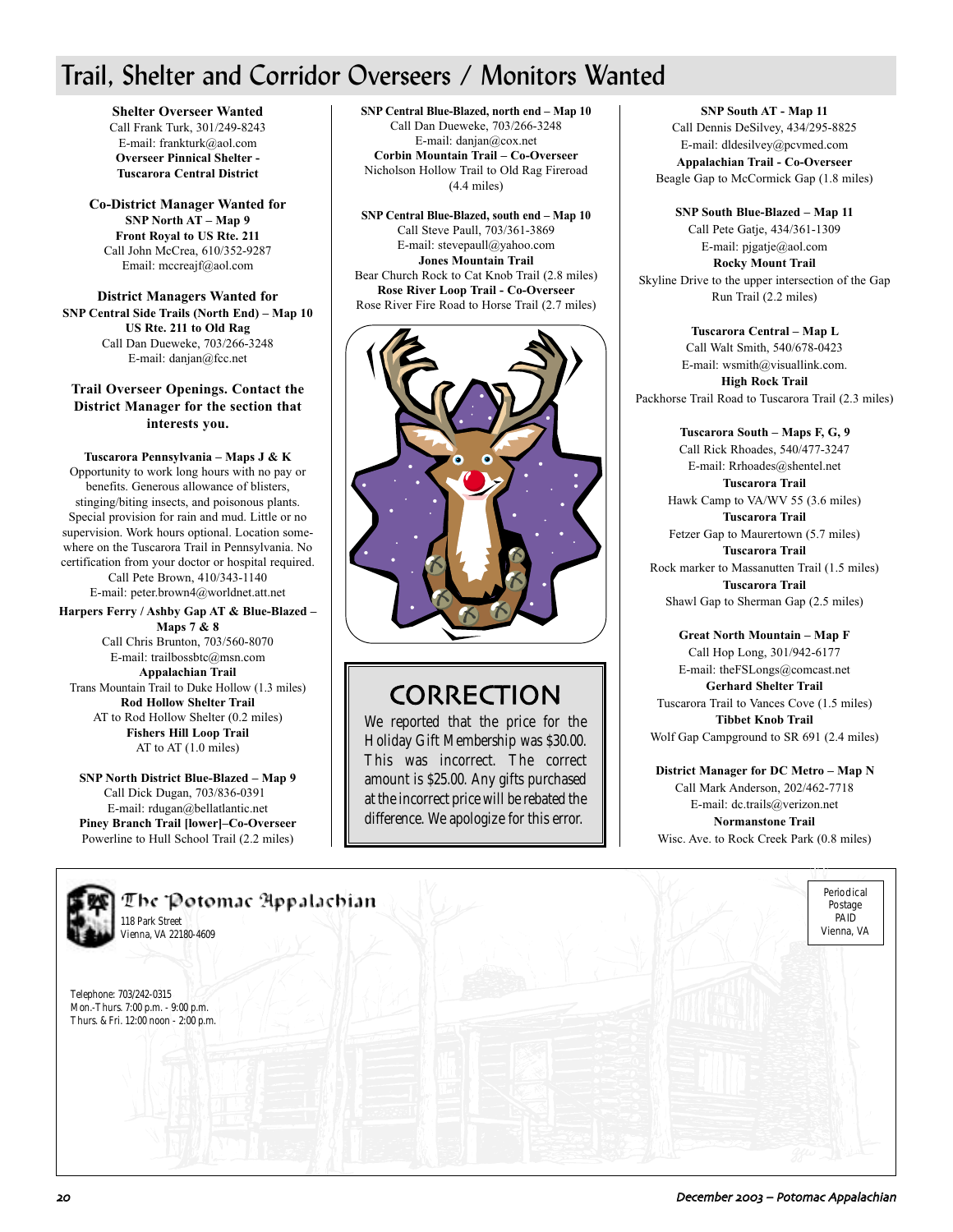# Trail, Shelter and Corridor Overseers / Monitors Wanted

**Shelter Overseer Wanted**
Call Frank Turk, 301/249-8243
E-mail: frankturk@aol.com
**Overseer Pinnical Shelter - Tuscarora Central District**

**Co-District Manager Wanted for**
**SNP North AT – Map 9**
**Front Royal to US Rte. 211**
Call John McCrea, 610/352-9287
Email: mccreajf@aol.com

**District Managers Wanted for**
**SNP Central Side Trails (North End) – Map 10**
**US Rte. 211 to Old Rag**
Call Dan Dueweke, 703/266-3248
E-mail: danjan@fcc.net

**Trail Overseer Openings. Contact the District Manager for the section that interests you.**

**Tuscarora Pennsylvania – Maps J & K**
Opportunity to work long hours with no pay or benefits. Generous allowance of blisters, stinging/biting insects, and poisonous plants. Special provision for rain and mud. Little or no supervision. Work hours optional. Location somewhere on the Tuscarora Trail in Pennsylvania. No certification from your doctor or hospital required.
Call Pete Brown, 410/343-1140
E-mail: peter.brown4@worldnet.att.net

**Harpers Ferry / Ashby Gap AT & Blue-Blazed – Maps 7 & 8**
Call Chris Brunton, 703/560-8070
E-mail: trailbossbtc@msn.com
**Appalachian Trail**
Trans Mountain Trail to Duke Hollow (1.3 miles)
**Rod Hollow Shelter Trail**
AT to Rod Hollow Shelter (0.2 miles)
**Fishers Hill Loop Trail**
AT to AT (1.0 miles)

**SNP North District Blue-Blazed – Map 9**
Call Dick Dugan, 703/836-0391
E-mail: rdugan@bellatlantic.net
**Piney Branch Trail [lower]–Co-Overseer**
Powerline to Hull School Trail (2.2 miles)

**SNP Central Blue-Blazed, north end – Map 10**
Call Dan Dueweke, 703/266-3248
E-mail: danjan@cox.net
**Corbin Mountain Trail – Co-Overseer**
Nicholson Hollow Trail to Old Rag Fireroad (4.4 miles)

**SNP Central Blue-Blazed, south end – Map 10**
Call Steve Paull, 703/361-3869
E-mail: stevepaull@yahoo.com
**Jones Mountain Trail**
Bear Church Rock to Cat Knob Trail (2.8 miles)
**Rose River Loop Trail - Co-Overseer**
Rose River Fire Road to Horse Trail (2.7 miles)

## CORRECTION

We reported that the price for the Holiday Gift Membership was $30.00. This was incorrect. The correct amount is $25.00. Any gifts purchased at the incorrect price will be rebated the difference. We apologize for this error.

**SNP South AT - Map 11**
Call Dennis DeSilvey, 434/295-8825
E-mail: dldesilvey@pcvmed.com
**Appalachian Trail - Co-Overseer**
Beagle Gap to McCormick Gap (1.8 miles)

**SNP South Blue-Blazed – Map 11**
Call Pete Gatje, 434/361-1309
E-mail: pjgatje@aol.com
**Rocky Mount Trail**
Skyline Drive to the upper intersection of the Gap Run Trail (2.2 miles)

**Tuscarora Central – Map L**
Call Walt Smith, 540/678-0423
E-mail: wsmith@visuallink.com.
**High Rock Trail**
Packhorse Trail Road to Tuscarora Trail (2.3 miles)

**Tuscarora South – Maps F, G, 9**
Call Rick Rhoades, 540/477-3247
E-mail: Rrhoades@shentel.net
**Tuscarora Trail**
Hawk Camp to VA/WV 55 (3.6 miles)
**Tuscarora Trail**
Fetzer Gap to Maurertown (5.7 miles)
**Tuscarora Trail**
Rock marker to Massanutten Trail (1.5 miles)
**Tuscarora Trail**
Shawl Gap to Sherman Gap (2.5 miles)

**Great North Mountain – Map F**
Call Hop Long, 301/942-6177
E-mail: theFSLongs@comcast.net
**Gerhard Shelter Trail**
Tuscarora Trail to Vances Cove (1.5 miles)
**Tibbet Knob Trail**
Wolf Gap Campground to SR 691 (2.4 miles)

**District Manager for DC Metro – Map N**
Call Mark Anderson, 202/462-7718
E-mail: dc.trails@verizon.net
**Normanstone Trail**
Wisc. Ave. to Rock Creek Park (0.8 miles)

---

The Potomac Appalachian
118 Park Street
Vienna, VA 22180-4609

Periodical Postage PAID Vienna, VA

Telephone: 703/242-0315
Mon.-Thurs. 7:00 p.m. - 9:00 p.m.
Thurs. & Fri. 12:00 noon - 2:00 p.m.